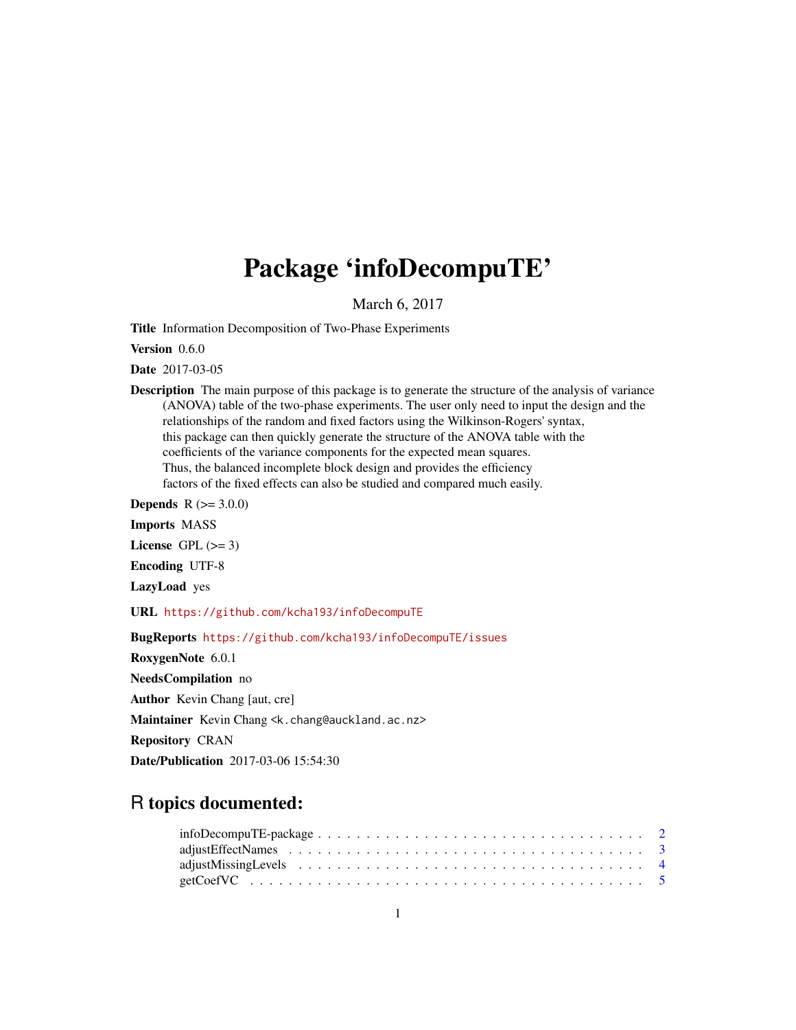# Package 'infoDecompuTE'

March 6, 2017

**Title** Information Decomposition of Two-Phase Experiments

**Version** 0.6.0

**Date** 2017-03-05

**Description** The main purpose of this package is to generate the structure of the analysis of variance (ANOVA) table of the two-phase experiments. The user only need to input the design and the relationships of the random and fixed factors using the Wilkinson-Rogers' syntax, this package can then quickly generate the structure of the ANOVA table with the coefficients of the variance components for the expected mean squares. Thus, the balanced incomplete block design and provides the efficiency factors of the fixed effects can also be studied and compared much easily.

**Depends** R (>= 3.0.0)

**Imports** MASS

**License** GPL (>= 3)

**Encoding** UTF-8

**LazyLoad** yes

**URL** https://github.com/kcha193/infoDecompuTE

**BugReports** https://github.com/kcha193/infoDecompuTE/issues

**RoxygenNote** 6.0.1

**NeedsCompilation** no

**Author** Kevin Chang [aut, cre]

**Maintainer** Kevin Chang <k.chang@auckland.ac.nz>

**Repository** CRAN

**Date/Publication** 2017-03-06 15:54:30

## R topics documented:

- infoDecompuTE-package . . . . . . . . . . . . . . . . . . . . . . . . . . . . . . . . . 2
- adjustEffectNames . . . . . . . . . . . . . . . . . . . . . . . . . . . . . . . . . . . . 3
- adjustMissingLevels . . . . . . . . . . . . . . . . . . . . . . . . . . . . . . . . . . . 4
- getCoefVC . . . . . . . . . . . . . . . . . . . . . . . . . . . . . . . . . . . . . . . . 5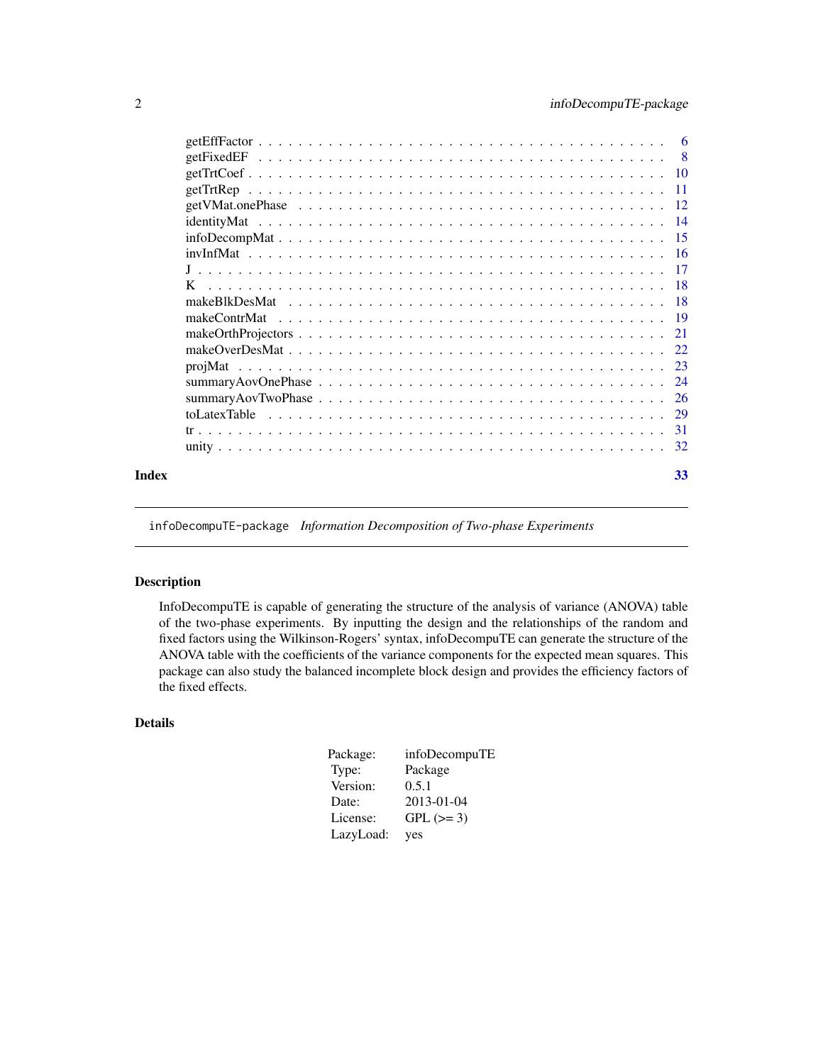getEffFactor . . . . . . . . . . . . . . . . . . . . . . . . . . . . . . . . . . . . . . 6
getFixedEF . . . . . . . . . . . . . . . . . . . . . . . . . . . . . . . . . . . . . . 8
getTrtCoef . . . . . . . . . . . . . . . . . . . . . . . . . . . . . . . . . . . . . . 10
getTrtRep . . . . . . . . . . . . . . . . . . . . . . . . . . . . . . . . . . . . . . 11
getVMat.onePhase . . . . . . . . . . . . . . . . . . . . . . . . . . . . . . . . . . 12
identityMat . . . . . . . . . . . . . . . . . . . . . . . . . . . . . . . . . . . . . 14
infoDecompMat . . . . . . . . . . . . . . . . . . . . . . . . . . . . . . . . . . . 15
invInfMat . . . . . . . . . . . . . . . . . . . . . . . . . . . . . . . . . . . . . . 16
J . . . . . . . . . . . . . . . . . . . . . . . . . . . . . . . . . . . . . . . . . . 17
K . . . . . . . . . . . . . . . . . . . . . . . . . . . . . . . . . . . . . . . . . . 18
makeBlkDesMat . . . . . . . . . . . . . . . . . . . . . . . . . . . . . . . . . . . 18
makeContrMat . . . . . . . . . . . . . . . . . . . . . . . . . . . . . . . . . . . . 19
makeOrthProjectors . . . . . . . . . . . . . . . . . . . . . . . . . . . . . . . . . 21
makeOverDesMat . . . . . . . . . . . . . . . . . . . . . . . . . . . . . . . . . . 22
projMat . . . . . . . . . . . . . . . . . . . . . . . . . . . . . . . . . . . . . . . 23
summaryAovOnePhase . . . . . . . . . . . . . . . . . . . . . . . . . . . . . . . . 24
summaryAovTwoPhase . . . . . . . . . . . . . . . . . . . . . . . . . . . . . . . . 26
toLatexTable . . . . . . . . . . . . . . . . . . . . . . . . . . . . . . . . . . . . 29
tr . . . . . . . . . . . . . . . . . . . . . . . . . . . . . . . . . . . . . . . . . . 31
unity . . . . . . . . . . . . . . . . . . . . . . . . . . . . . . . . . . . . . . . . 32

**Index** 33

---

`infoDecompuTE-package` *Information Decomposition of Two-phase Experiments*

---

## Description

InfoDecompuTE is capable of generating the structure of the analysis of variance (ANOVA) table of the two-phase experiments. By inputting the design and the relationships of the random and fixed factors using the Wilkinson-Rogers' syntax, infoDecompuTE can generate the structure of the ANOVA table with the coefficients of the variance components for the expected mean squares. This package can also study the balanced incomplete block design and provides the efficiency factors of the fixed effects.

## Details

| | |
|---|---|
| Package: | infoDecompuTE |
| Type: | Package |
| Version: | 0.5.1 |
| Date: | 2013-01-04 |
| License: | GPL (>= 3) |
| LazyLoad: | yes |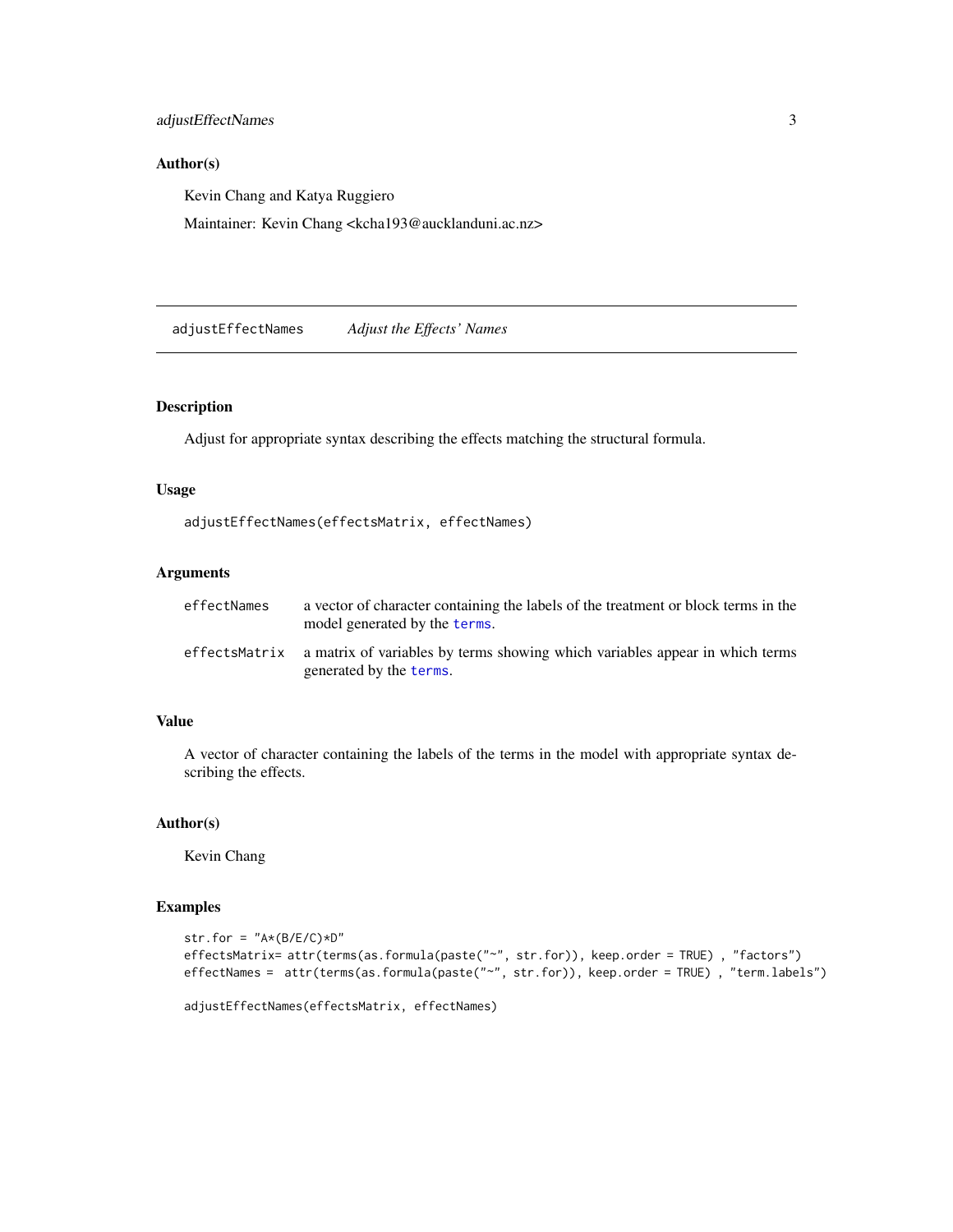## Author(s)

Kevin Chang and Katya Ruggiero

Maintainer: Kevin Chang <kcha193@aucklanduni.ac.nz>

---

# adjustEffectNames *Adjust the Effects' Names*

---

## Description

Adjust for appropriate syntax describing the effects matching the structural formula.

## Usage

```
adjustEffectNames(effectsMatrix, effectNames)
```

## Arguments

| | |
|---|---|
| effectNames | a vector of character containing the labels of the treatment or block terms in the model generated by the `terms`. |
| effectsMatrix | a matrix of variables by terms showing which variables appear in which terms generated by the `terms`. |

## Value

A vector of character containing the labels of the terms in the model with appropriate syntax describing the effects.

## Author(s)

Kevin Chang

## Examples

```
str.for = "A*(B/E/C)*D"
effectsMatrix= attr(terms(as.formula(paste("~", str.for)), keep.order = TRUE) , "factors")
effectNames =  attr(terms(as.formula(paste("~", str.for)), keep.order = TRUE) , "term.labels")

adjustEffectNames(effectsMatrix, effectNames)
```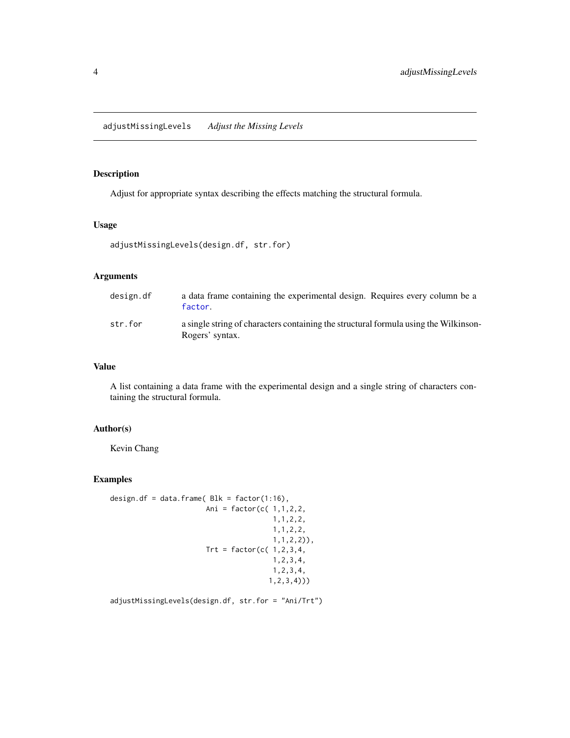## adjustMissingLevels *Adjust the Missing Levels*

### Description

Adjust for appropriate syntax describing the effects matching the structural formula.

### Usage

```
adjustMissingLevels(design.df, str.for)
```

### Arguments

| | |
|---|---|
| design.df | a data frame containing the experimental design. Requires every column be a factor. |
| str.for | a single string of characters containing the structural formula using the Wilkinson-Rogers' syntax. |

### Value

A list containing a data frame with the experimental design and a single string of characters containing the structural formula.

### Author(s)

Kevin Chang

### Examples

```
design.df = data.frame( Blk = factor(1:16),
                        Ani = factor(c( 1,1,2,2,
                                        1,1,2,2,
                                        1,1,2,2,
                                        1,1,2,2)),
                        Trt = factor(c( 1,2,3,4,
                                        1,2,3,4,
                                        1,2,3,4,
                                       1,2,3,4)))

adjustMissingLevels(design.df, str.for = "Ani/Trt")
```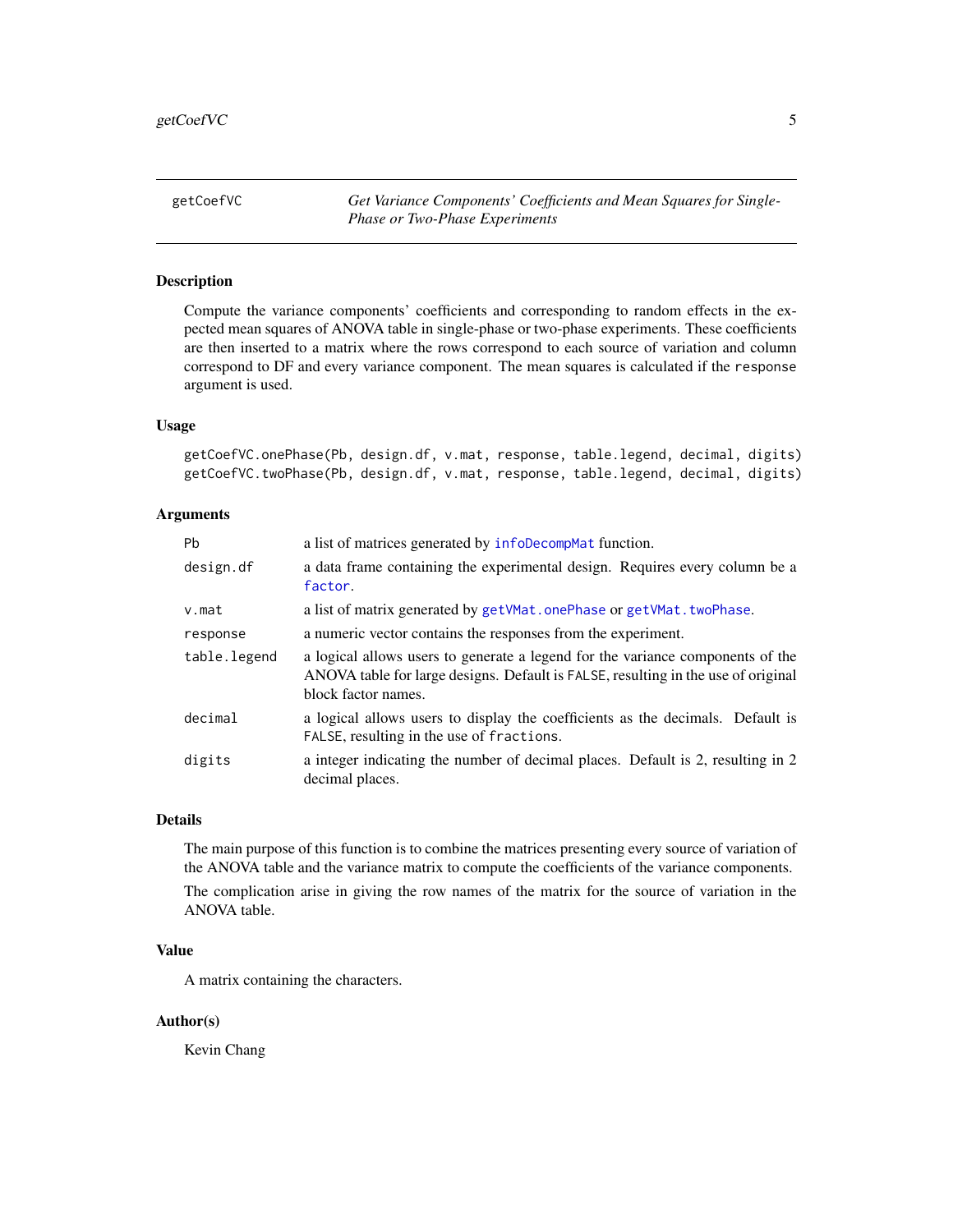# getCoefVC — *Get Variance Components' Coefficients and Mean Squares for Single-Phase or Two-Phase Experiments*

## Description

Compute the variance components' coefficients and corresponding to random effects in the expected mean squares of ANOVA table in single-phase or two-phase experiments. These coefficients are then inserted to a matrix where the rows correspond to each source of variation and column correspond to DF and every variance component. The mean squares is calculated if the `response` argument is used.

## Usage

```
getCoefVC.onePhase(Pb, design.df, v.mat, response, table.legend, decimal, digits)
getCoefVC.twoPhase(Pb, design.df, v.mat, response, table.legend, decimal, digits)
```

## Arguments

| | |
|---|---|
| `Pb` | a list of matrices generated by `infoDecompMat` function. |
| `design.df` | a data frame containing the experimental design. Requires every column be a `factor`. |
| `v.mat` | a list of matrix generated by `getVMat.onePhase` or `getVMat.twoPhase`. |
| `response` | a numeric vector contains the responses from the experiment. |
| `table.legend` | a logical allows users to generate a legend for the variance components of the ANOVA table for large designs. Default is `FALSE`, resulting in the use of original block factor names. |
| `decimal` | a logical allows users to display the coefficients as the decimals. Default is `FALSE`, resulting in the use of `fractions`. |
| `digits` | a integer indicating the number of decimal places. Default is 2, resulting in 2 decimal places. |

## Details

The main purpose of this function is to combine the matrices presenting every source of variation of the ANOVA table and the variance matrix to compute the coefficients of the variance components.

The complication arise in giving the row names of the matrix for the source of variation in the ANOVA table.

## Value

A matrix containing the characters.

## Author(s)

Kevin Chang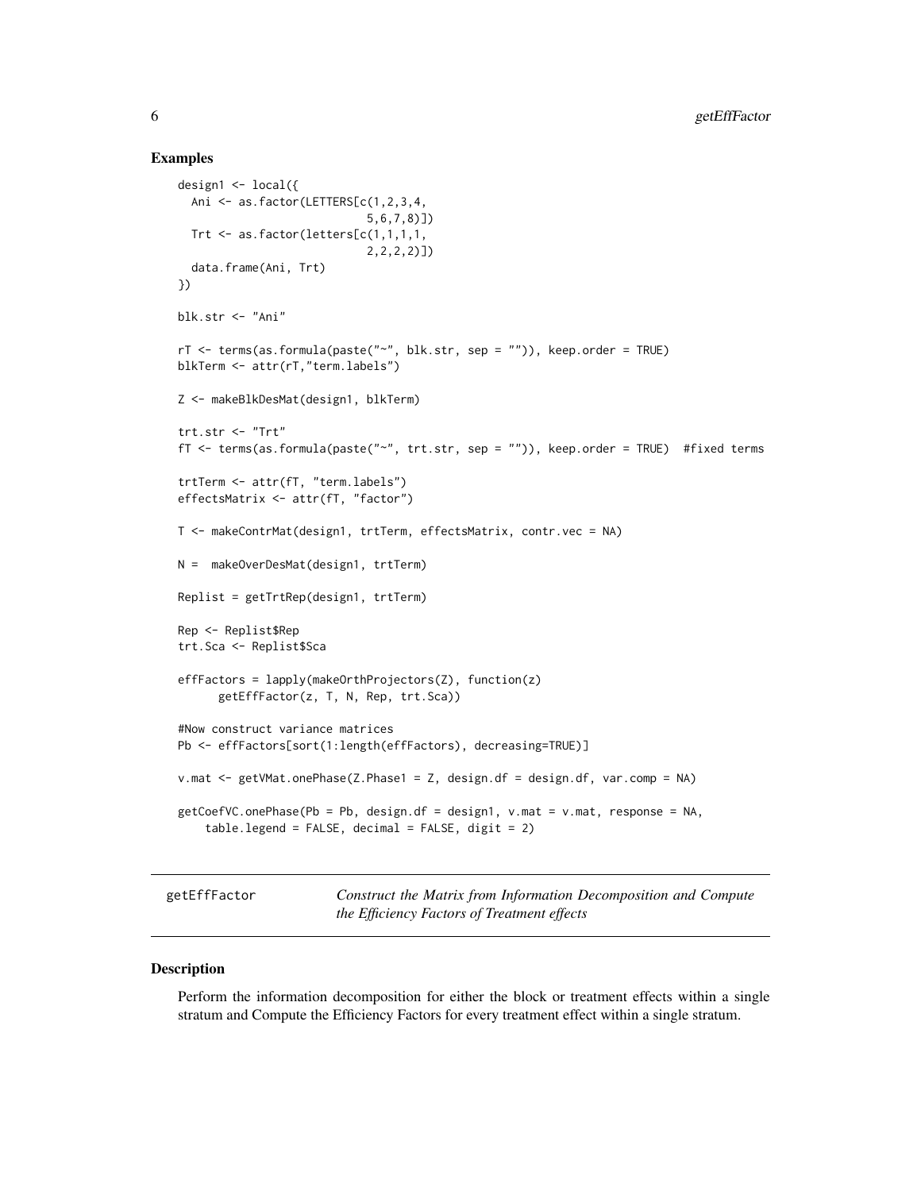## Examples

```
design1 <- local({
  Ani <- as.factor(LETTERS[c(1,2,3,4,
                             5,6,7,8)])
  Trt <- as.factor(letters[c(1,1,1,1,
                             2,2,2,2)])
  data.frame(Ani, Trt)
})

blk.str <- "Ani"

rT <- terms(as.formula(paste("~", blk.str, sep = "")), keep.order = TRUE)
blkTerm <- attr(rT,"term.labels")

Z <- makeBlkDesMat(design1, blkTerm)

trt.str <- "Trt"
fT <- terms(as.formula(paste("~", trt.str, sep = "")), keep.order = TRUE)  #fixed terms

trtTerm <- attr(fT, "term.labels")
effectsMatrix <- attr(fT, "factor")

T <- makeContrMat(design1, trtTerm, effectsMatrix, contr.vec = NA)

N =  makeOverDesMat(design1, trtTerm)

Replist = getTrtRep(design1, trtTerm)

Rep <- Replist$Rep
trt.Sca <- Replist$Sca

effFactors = lapply(makeOrthProjectors(Z), function(z)
      getEffFactor(z, T, N, Rep, trt.Sca))

#Now construct variance matrices
Pb <- effFactors[sort(1:length(effFactors), decreasing=TRUE)]

v.mat <- getVMat.onePhase(Z.Phase1 = Z, design.df = design.df, var.comp = NA)

getCoefVC.onePhase(Pb = Pb, design.df = design1, v.mat = v.mat, response = NA,
    table.legend = FALSE, decimal = FALSE, digit = 2)
```

---

**getEffFactor** — *Construct the Matrix from Information Decomposition and Compute the Efficiency Factors of Treatment effects*

---

## Description

Perform the information decomposition for either the block or treatment effects within a single stratum and Compute the Efficiency Factors for every treatment effect within a single stratum.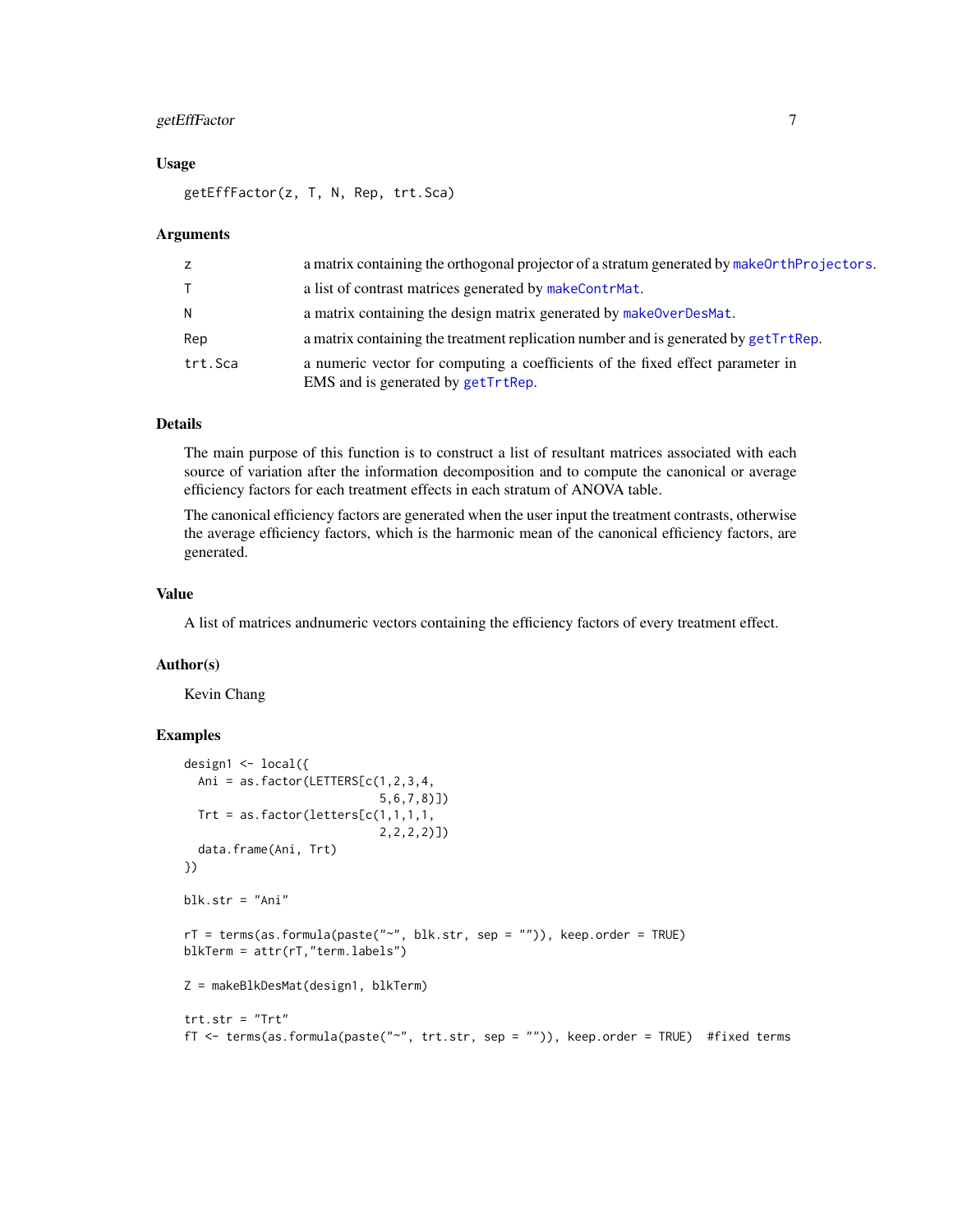### Usage

```
getEffFactor(z, T, N, Rep, trt.Sca)
```

### Arguments

| | |
|---|---|
| z | a matrix containing the orthogonal projector of a stratum generated by makeOrthProjectors. |
| T | a list of contrast matrices generated by makeContrMat. |
| N | a matrix containing the design matrix generated by makeOverDesMat. |
| Rep | a matrix containing the treatment replication number and is generated by getTrtRep. |
| trt.Sca | a numeric vector for computing a coefficients of the fixed effect parameter in EMS and is generated by getTrtRep. |

### Details

The main purpose of this function is to construct a list of resultant matrices associated with each source of variation after the information decomposition and to compute the canonical or average efficiency factors for each treatment effects in each stratum of ANOVA table.

The canonical efficiency factors are generated when the user input the treatment contrasts, otherwise the average efficiency factors, which is the harmonic mean of the canonical efficiency factors, are generated.

### Value

A list of matrices andnumeric vectors containing the efficiency factors of every treatment effect.

### Author(s)

Kevin Chang

### Examples

```
design1 <- local({
  Ani = as.factor(LETTERS[c(1,2,3,4,
                            5,6,7,8)])
  Trt = as.factor(letters[c(1,1,1,1,
                            2,2,2,2)])
  data.frame(Ani, Trt)
})

blk.str = "Ani"

rT = terms(as.formula(paste("~", blk.str, sep = "")), keep.order = TRUE)
blkTerm = attr(rT,"term.labels")

Z = makeBlkDesMat(design1, blkTerm)

trt.str = "Trt"
fT <- terms(as.formula(paste("~", trt.str, sep = "")), keep.order = TRUE)  #fixed terms
```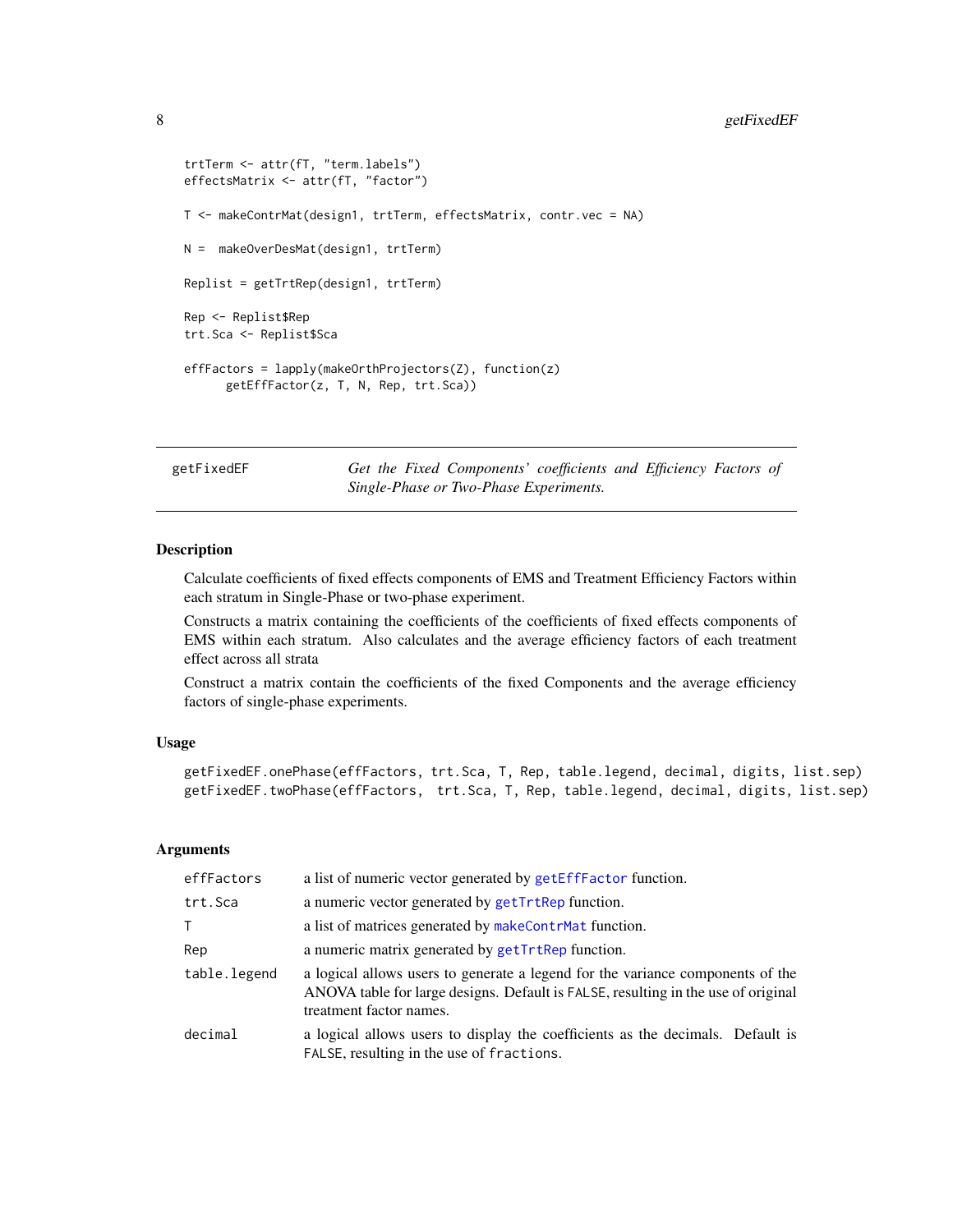```
trtTerm <- attr(fT, "term.labels")
effectsMatrix <- attr(fT, "factor")

T <- makeContrMat(design1, trtTerm, effectsMatrix, contr.vec = NA)

N =  makeOverDesMat(design1, trtTerm)

Replist = getTrtRep(design1, trtTerm)

Rep <- Replist$Rep
trt.Sca <- Replist$Sca

effFactors = lapply(makeOrthProjectors(Z), function(z)
      getEffFactor(z, T, N, Rep, trt.Sca))
```

---

## getFixedEF — *Get the Fixed Components' coefficients and Efficiency Factors of Single-Phase or Two-Phase Experiments.*

---

### Description

Calculate coefficients of fixed effects components of EMS and Treatment Efficiency Factors within each stratum in Single-Phase or two-phase experiment.

Constructs a matrix containing the coefficients of the coefficients of fixed effects components of EMS within each stratum. Also calculates and the average efficiency factors of each treatment effect across all strata

Construct a matrix contain the coefficients of the fixed Components and the average efficiency factors of single-phase experiments.

### Usage

```
getFixedEF.onePhase(effFactors, trt.Sca, T, Rep, table.legend, decimal, digits, list.sep)
getFixedEF.twoPhase(effFactors,  trt.Sca, T, Rep, table.legend, decimal, digits, list.sep)
```

### Arguments

| | |
|---|---|
| `effFactors` | a list of numeric vector generated by `getEffFactor` function. |
| `trt.Sca` | a numeric vector generated by `getTrtRep` function. |
| `T` | a list of matrices generated by `makeContrMat` function. |
| `Rep` | a numeric matrix generated by `getTrtRep` function. |
| `table.legend` | a logical allows users to generate a legend for the variance components of the ANOVA table for large designs. Default is `FALSE`, resulting in the use of original treatment factor names. |
| `decimal` | a logical allows users to display the coefficients as the decimals. Default is `FALSE`, resulting in the use of `fractions`. |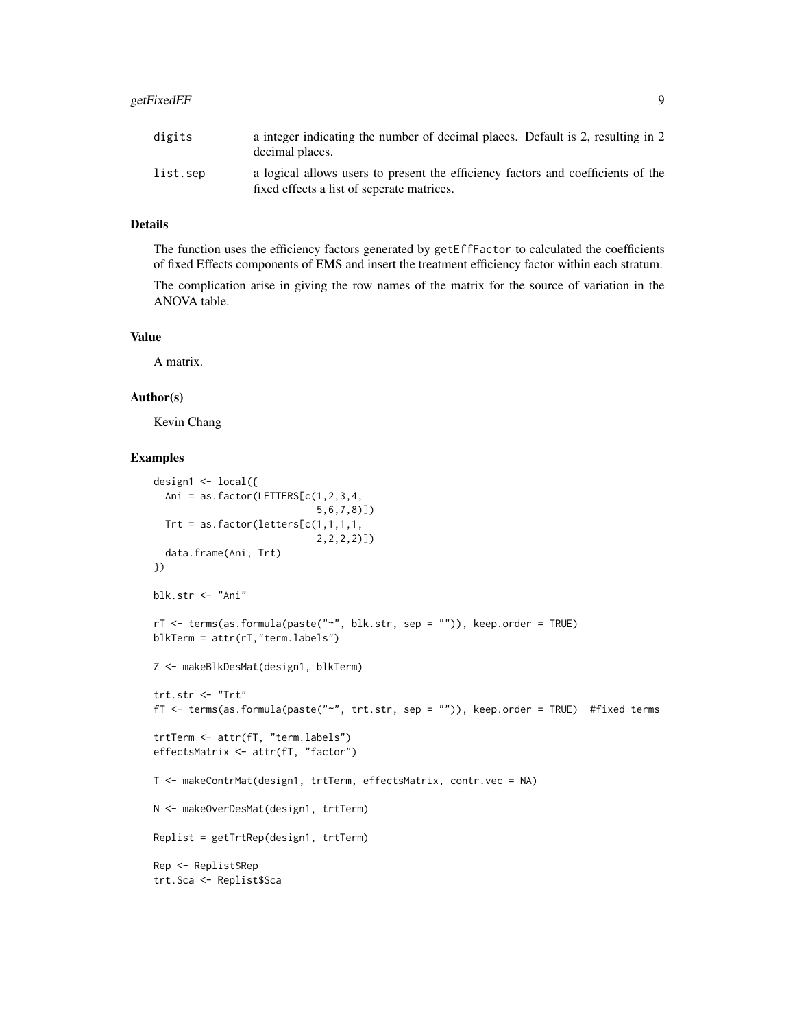| | |
|---|---|
| digits | a integer indicating the number of decimal places. Default is 2, resulting in 2 decimal places. |
| list.sep | a logical allows users to present the efficiency factors and coefficients of the fixed effects a list of seperate matrices. |

### Details

The function uses the efficiency factors generated by getEffFactor to calculated the coefficients of fixed Effects components of EMS and insert the treatment efficiency factor within each stratum.

The complication arise in giving the row names of the matrix for the source of variation in the ANOVA table.

### Value

A matrix.

### Author(s)

Kevin Chang

### Examples

```
design1 <- local({
  Ani = as.factor(LETTERS[c(1,2,3,4,
                           5,6,7,8)])
  Trt = as.factor(letters[c(1,1,1,1,
                           2,2,2,2)])
  data.frame(Ani, Trt)
})

blk.str <- "Ani"

rT <- terms(as.formula(paste("~", blk.str, sep = "")), keep.order = TRUE)
blkTerm = attr(rT,"term.labels")

Z <- makeBlkDesMat(design1, blkTerm)

trt.str <- "Trt"
fT <- terms(as.formula(paste("~", trt.str, sep = "")), keep.order = TRUE)  #fixed terms

trtTerm <- attr(fT, "term.labels")
effectsMatrix <- attr(fT, "factor")

T <- makeContrMat(design1, trtTerm, effectsMatrix, contr.vec = NA)

N <- makeOverDesMat(design1, trtTerm)

Replist = getTrtRep(design1, trtTerm)

Rep <- Replist$Rep
trt.Sca <- Replist$Sca
```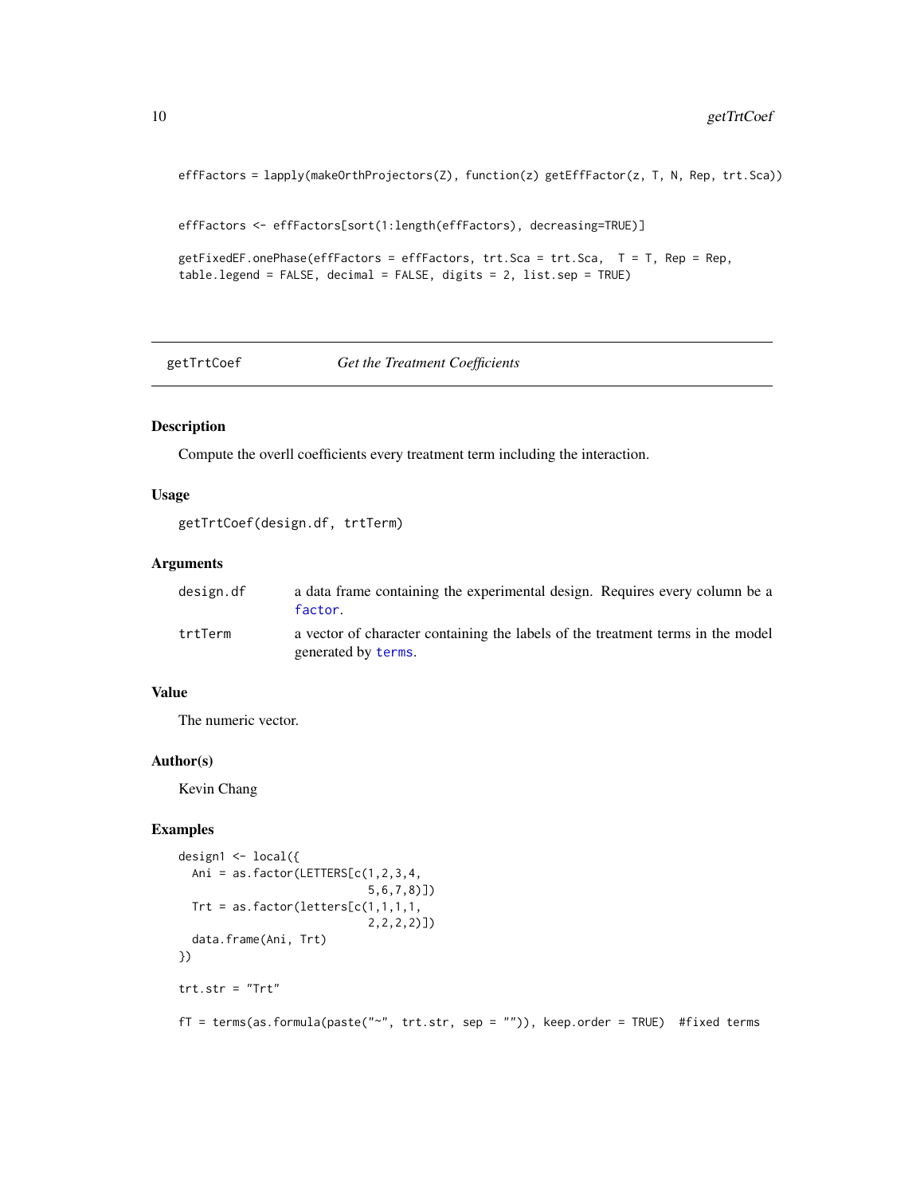```
effFactors = lapply(makeOrthProjectors(Z), function(z) getEffFactor(z, T, N, Rep, trt.Sca))


effFactors <- effFactors[sort(1:length(effFactors), decreasing=TRUE)]

getFixedEF.onePhase(effFactors = effFactors, trt.Sca = trt.Sca,  T = T, Rep = Rep,
table.legend = FALSE, decimal = FALSE, digits = 2, list.sep = TRUE)
```

---

## getTrtCoef — *Get the Treatment Coefficients*

---

### Description

Compute the overll coefficients every treatment term including the interaction.

### Usage

```
getTrtCoef(design.df, trtTerm)
```

### Arguments

| | |
|---|---|
| design.df | a data frame containing the experimental design. Requires every column be a factor. |
| trtTerm | a vector of character containing the labels of the treatment terms in the model generated by terms. |

### Value

The numeric vector.

### Author(s)

Kevin Chang

### Examples

```
design1 <- local({
  Ani = as.factor(LETTERS[c(1,2,3,4,
                            5,6,7,8)])
  Trt = as.factor(letters[c(1,1,1,1,
                            2,2,2,2)])
  data.frame(Ani, Trt)
})

trt.str = "Trt"

fT = terms(as.formula(paste("~", trt.str, sep = "")), keep.order = TRUE)  #fixed terms
```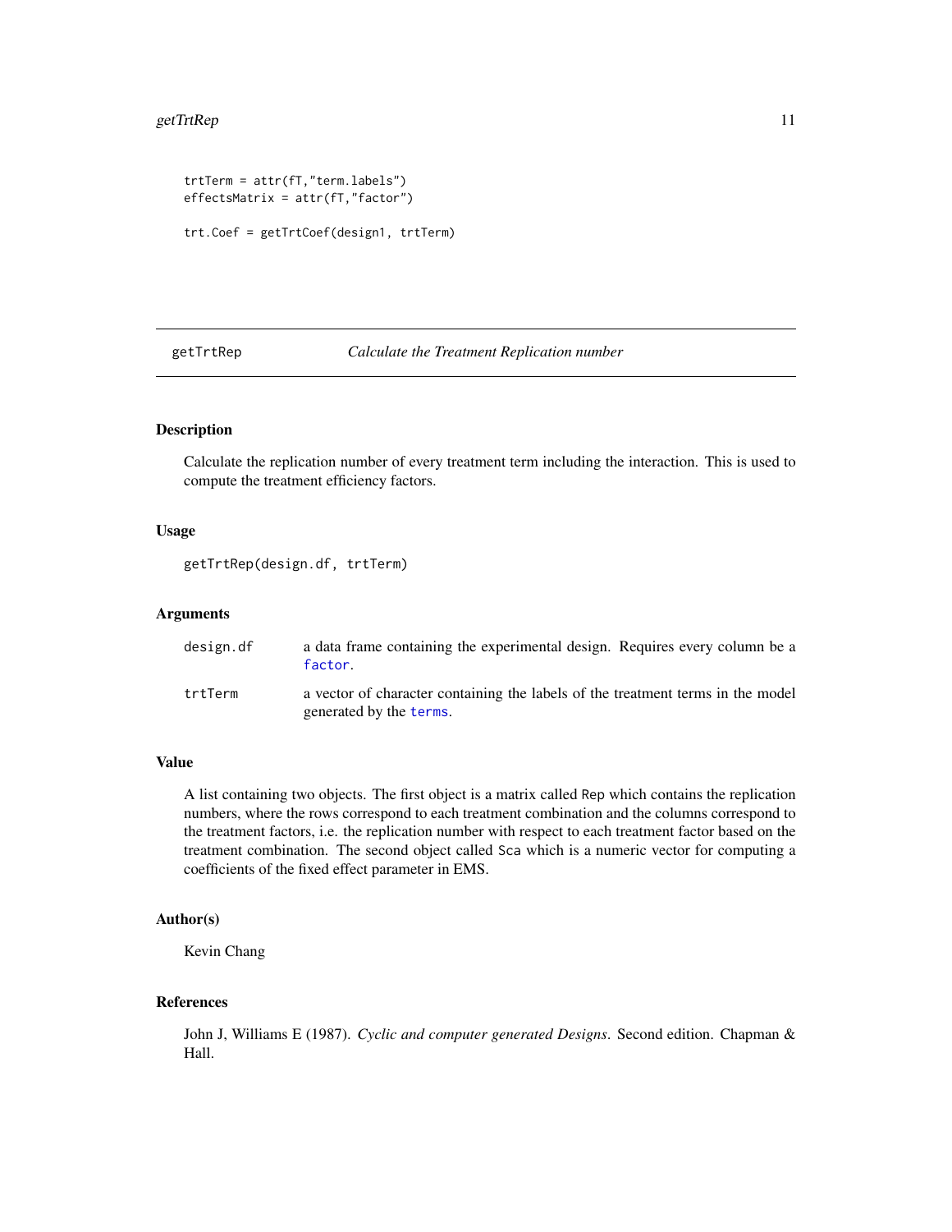```
trtTerm = attr(fT,"term.labels")
effectsMatrix = attr(fT,"factor")

trt.Coef = getTrtCoef(design1, trtTerm)
```

## getTrtRep — *Calculate the Treatment Replication number*

### Description

Calculate the replication number of every treatment term including the interaction. This is used to compute the treatment efficiency factors.

### Usage

```
getTrtRep(design.df, trtTerm)
```

### Arguments

| | |
|---|---|
| design.df | a data frame containing the experimental design. Requires every column be a factor. |
| trtTerm | a vector of character containing the labels of the treatment terms in the model generated by the terms. |

### Value

A list containing two objects. The first object is a matrix called Rep which contains the replication numbers, where the rows correspond to each treatment combination and the columns correspond to the treatment factors, i.e. the replication number with respect to each treatment factor based on the treatment combination. The second object called Sca which is a numeric vector for computing a coefficients of the fixed effect parameter in EMS.

### Author(s)

Kevin Chang

### References

John J, Williams E (1987). *Cyclic and computer generated Designs*. Second edition. Chapman & Hall.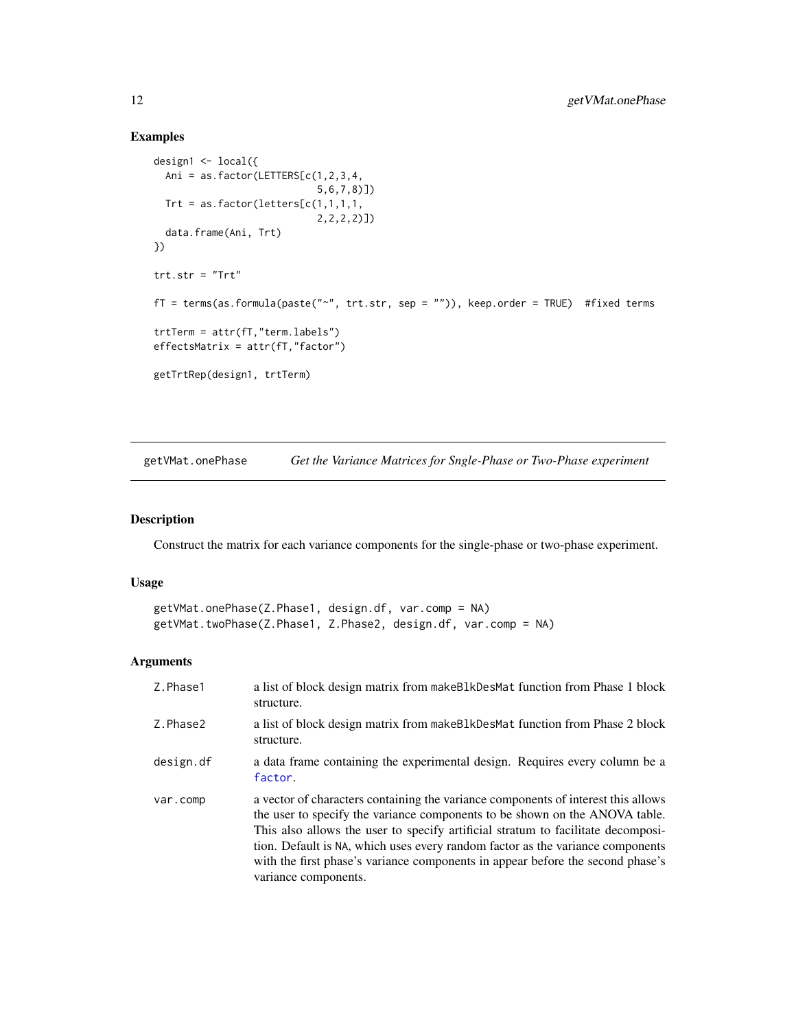### Examples

```
design1 <- local({
  Ani = as.factor(LETTERS[c(1,2,3,4,
                           5,6,7,8)])
  Trt = as.factor(letters[c(1,1,1,1,
                           2,2,2,2)])
  data.frame(Ani, Trt)
})

trt.str = "Trt"

fT = terms(as.formula(paste("~", trt.str, sep = "")), keep.order = TRUE)  #fixed terms

trtTerm = attr(fT,"term.labels")
effectsMatrix = attr(fT,"factor")

getTrtRep(design1, trtTerm)
```

---

## getVMat.onePhase *Get the Variance Matrices for Sngle-Phase or Two-Phase experiment*

### Description

Construct the matrix for each variance components for the single-phase or two-phase experiment.

### Usage

```
getVMat.onePhase(Z.Phase1, design.df, var.comp = NA)
getVMat.twoPhase(Z.Phase1, Z.Phase2, design.df, var.comp = NA)
```

### Arguments

| | |
|---|---|
| Z.Phase1 | a list of block design matrix from makeBlkDesMat function from Phase 1 block structure. |
| Z.Phase2 | a list of block design matrix from makeBlkDesMat function from Phase 2 block structure. |
| design.df | a data frame containing the experimental design. Requires every column be a factor. |
| var.comp | a vector of characters containing the variance components of interest this allows the user to specify the variance components to be shown on the ANOVA table. This also allows the user to specify artificial stratum to facilitate decomposition. Default is NA, which uses every random factor as the variance components with the first phase's variance components in appear before the second phase's variance components. |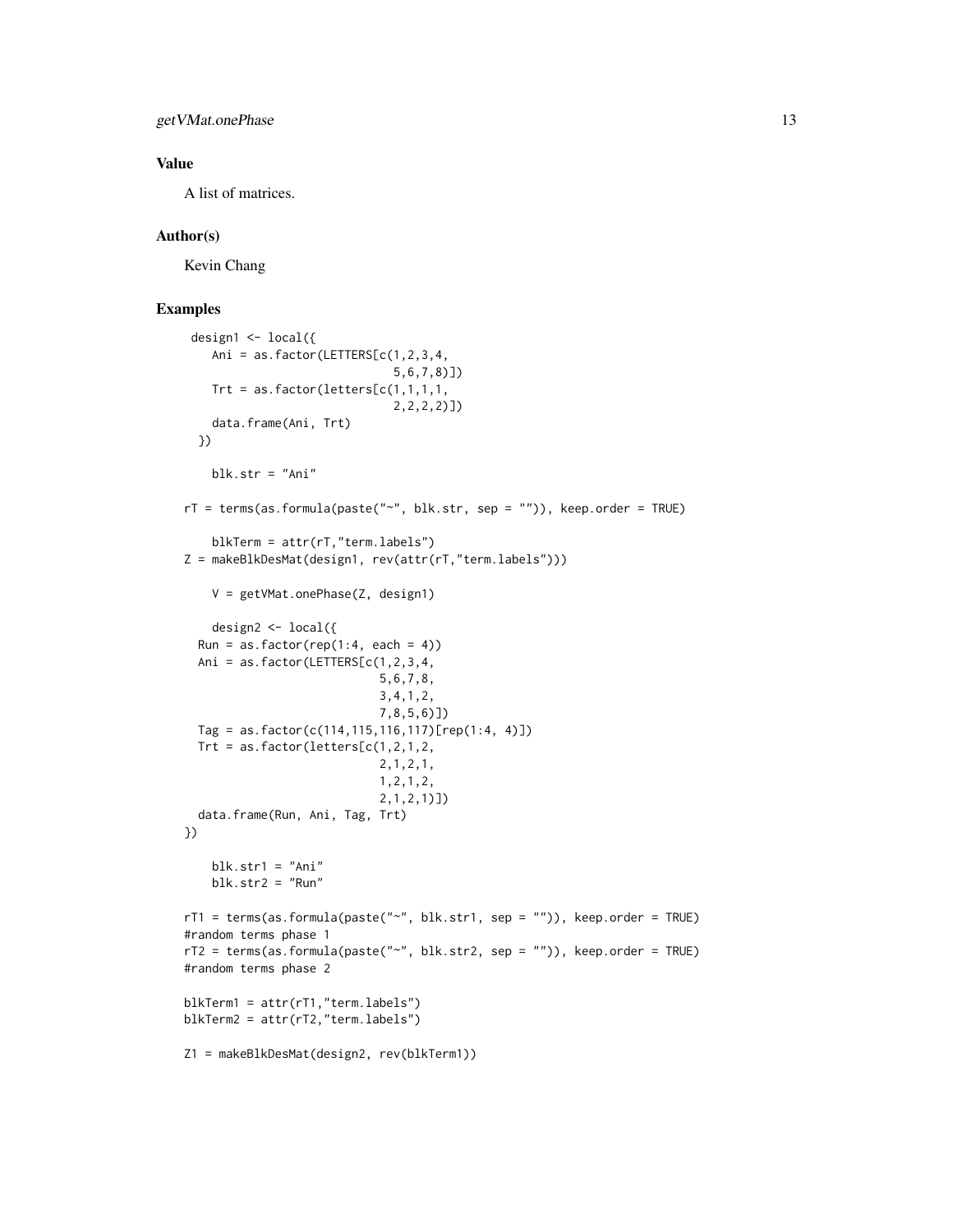## Value

A list of matrices.

## Author(s)

Kevin Chang

## Examples

```
 design1 <- local({
    Ani = as.factor(LETTERS[c(1,2,3,4,
                              5,6,7,8)])
    Trt = as.factor(letters[c(1,1,1,1,
                              2,2,2,2)])
    data.frame(Ani, Trt)
  })

    blk.str = "Ani"

rT = terms(as.formula(paste("~", blk.str, sep = "")), keep.order = TRUE)

    blkTerm = attr(rT,"term.labels")
Z = makeBlkDesMat(design1, rev(attr(rT,"term.labels")))

    V = getVMat.onePhase(Z, design1)

    design2 <- local({
  Run = as.factor(rep(1:4, each = 4))
  Ani = as.factor(LETTERS[c(1,2,3,4,
                            5,6,7,8,
                            3,4,1,2,
                            7,8,5,6)])
  Tag = as.factor(c(114,115,116,117)[rep(1:4, 4)])
  Trt = as.factor(letters[c(1,2,1,2,
                            2,1,2,1,
                            1,2,1,2,
                            2,1,2,1)])
  data.frame(Run, Ani, Tag, Trt)
})

    blk.str1 = "Ani"
    blk.str2 = "Run"

rT1 = terms(as.formula(paste("~", blk.str1, sep = "")), keep.order = TRUE)
#random terms phase 1
rT2 = terms(as.formula(paste("~", blk.str2, sep = "")), keep.order = TRUE)
#random terms phase 2

blkTerm1 = attr(rT1,"term.labels")
blkTerm2 = attr(rT2,"term.labels")

Z1 = makeBlkDesMat(design2, rev(blkTerm1))
```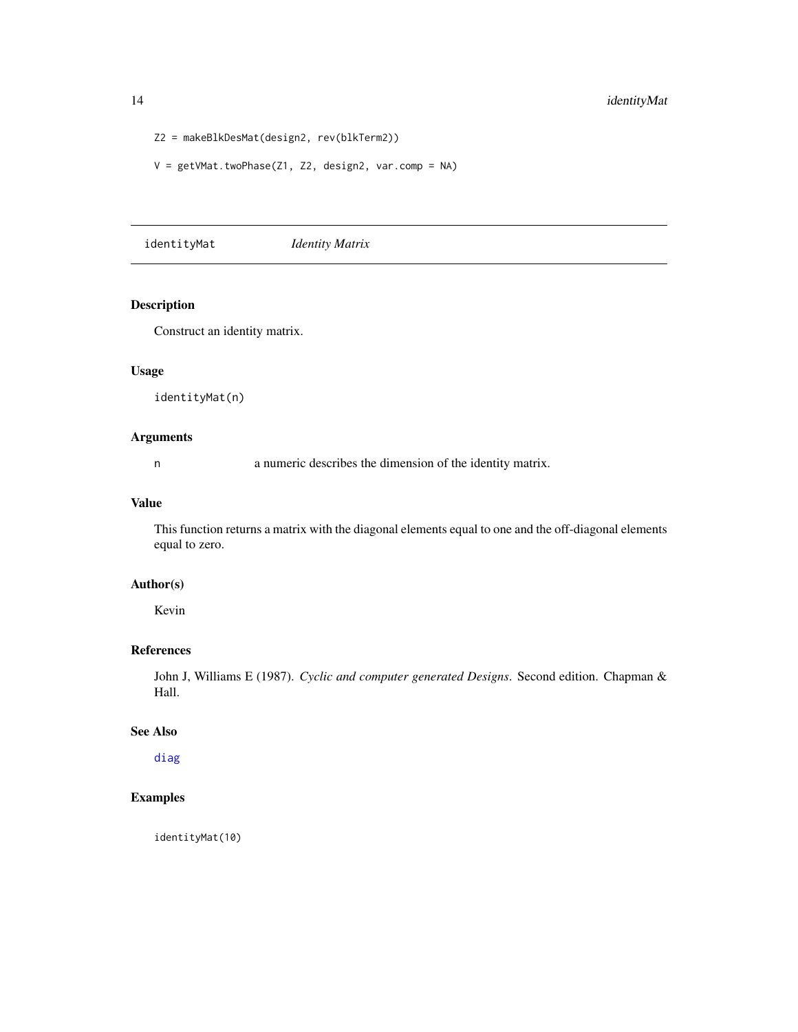```
Z2 = makeBlkDesMat(design2, rev(blkTerm2))

V = getVMat.twoPhase(Z1, Z2, design2, var.comp = NA)
```

---

## identityMat *Identity Matrix*

---

### Description

Construct an identity matrix.

### Usage

```
identityMat(n)
```

### Arguments

| | |
|---|---|
| n | a numeric describes the dimension of the identity matrix. |

### Value

This function returns a matrix with the diagonal elements equal to one and the off-diagonal elements equal to zero.

### Author(s)

Kevin

### References

John J, Williams E (1987). *Cyclic and computer generated Designs*. Second edition. Chapman & Hall.

### See Also

diag

### Examples

```
identityMat(10)
```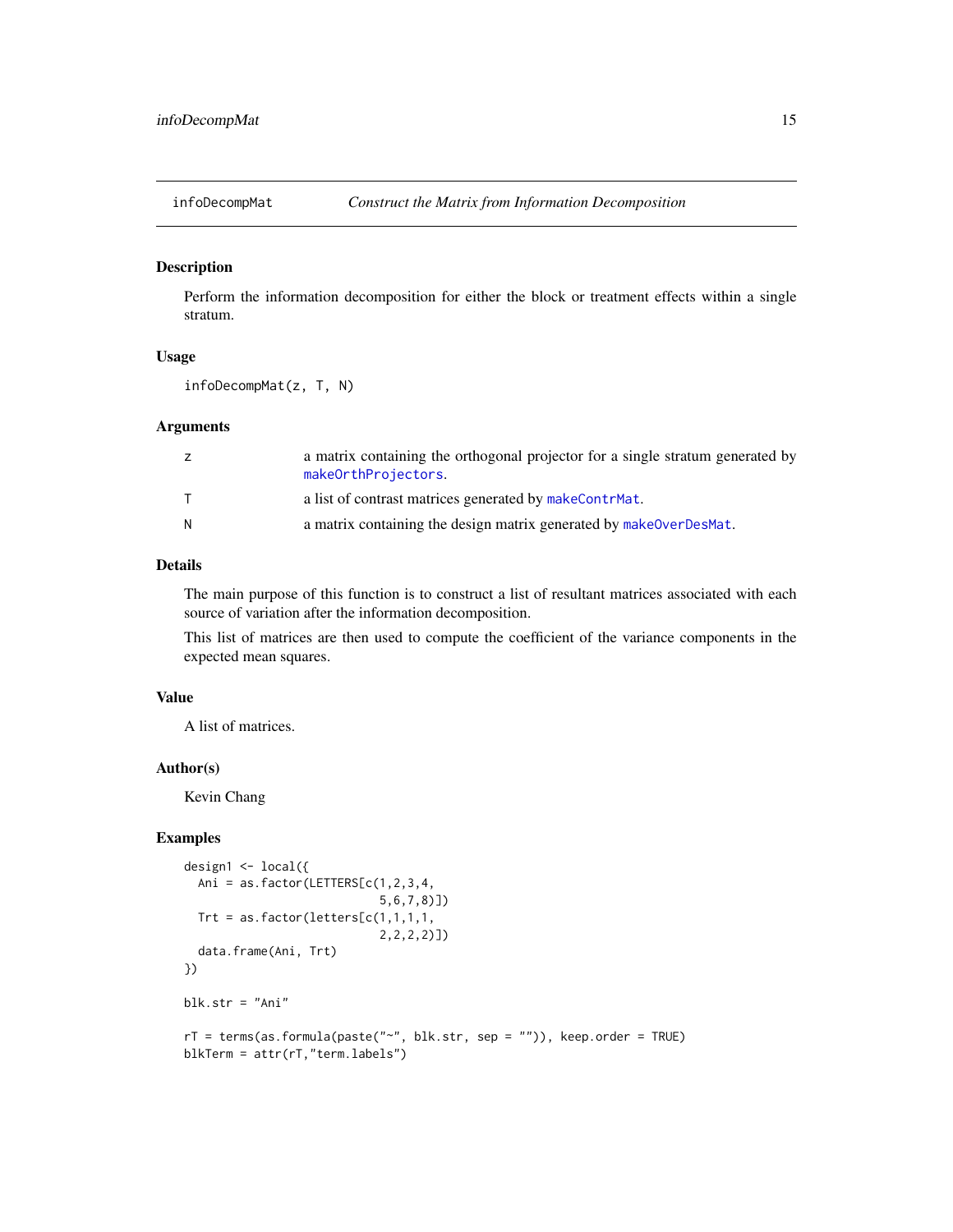# infoDecompMat — *Construct the Matrix from Information Decomposition*

## Description

Perform the information decomposition for either the block or treatment effects within a single stratum.

## Usage

```
infoDecompMat(z, T, N)
```

## Arguments

| | |
|---|---|
| z | a matrix containing the orthogonal projector for a single stratum generated by `makeOrthProjectors`. |
| T | a list of contrast matrices generated by `makeContrMat`. |
| N | a matrix containing the design matrix generated by `makeOverDesMat`. |

## Details

The main purpose of this function is to construct a list of resultant matrices associated with each source of variation after the information decomposition.

This list of matrices are then used to compute the coefficient of the variance components in the expected mean squares.

## Value

A list of matrices.

## Author(s)

Kevin Chang

## Examples

```
design1 <- local({
  Ani = as.factor(LETTERS[c(1,2,3,4,
                            5,6,7,8)])
  Trt = as.factor(letters[c(1,1,1,1,
                            2,2,2,2)])
  data.frame(Ani, Trt)
})

blk.str = "Ani"

rT = terms(as.formula(paste("~", blk.str, sep = "")), keep.order = TRUE)
blkTerm = attr(rT,"term.labels")
```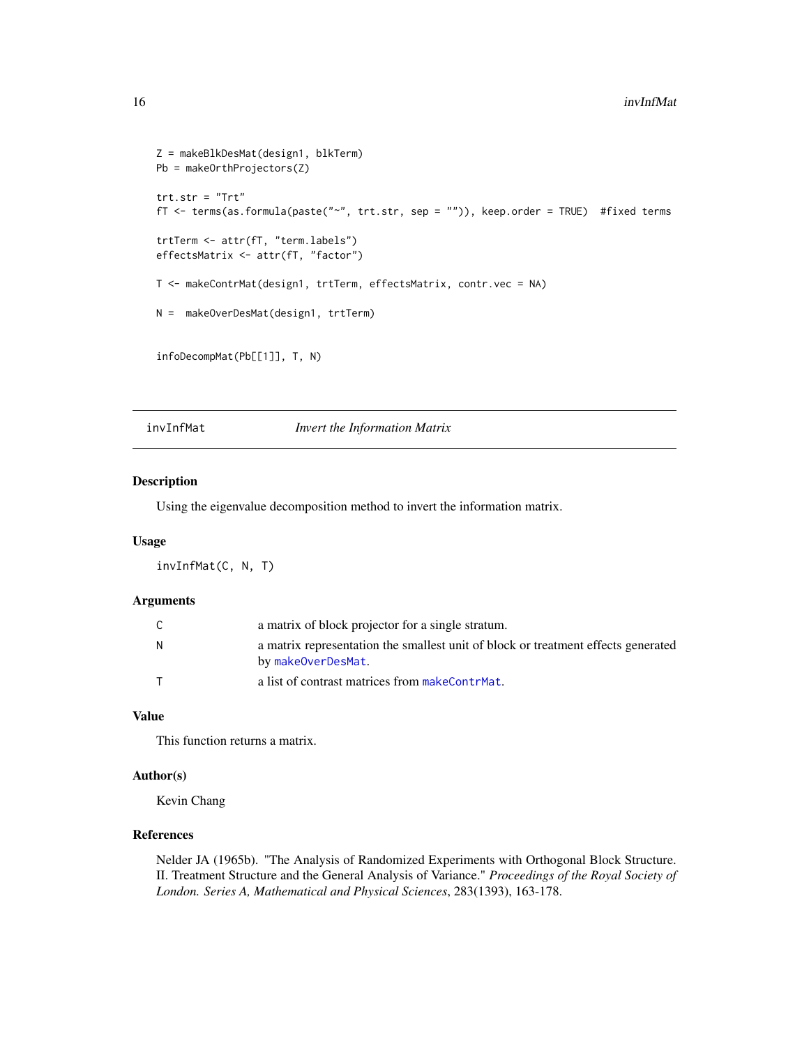```
Z = makeBlkDesMat(design1, blkTerm)
Pb = makeOrthProjectors(Z)

trt.str = "Trt"
fT <- terms(as.formula(paste("~", trt.str, sep = "")), keep.order = TRUE)  #fixed terms

trtTerm <- attr(fT, "term.labels")
effectsMatrix <- attr(fT, "factor")

T <- makeContrMat(design1, trtTerm, effectsMatrix, contr.vec = NA)

N =  makeOverDesMat(design1, trtTerm)


infoDecompMat(Pb[[1]], T, N)
```

---

## invInfMat — *Invert the Information Matrix*

---

### Description

Using the eigenvalue decomposition method to invert the information matrix.

### Usage

```
invInfMat(C, N, T)
```

### Arguments

| | |
|---|---|
| C | a matrix of block projector for a single stratum. |
| N | a matrix representation the smallest unit of block or treatment effects generated by makeOverDesMat. |
| T | a list of contrast matrices from makeContrMat. |

### Value

This function returns a matrix.

### Author(s)

Kevin Chang

### References

Nelder JA (1965b). "The Analysis of Randomized Experiments with Orthogonal Block Structure. II. Treatment Structure and the General Analysis of Variance." *Proceedings of the Royal Society of London. Series A, Mathematical and Physical Sciences*, 283(1393), 163-178.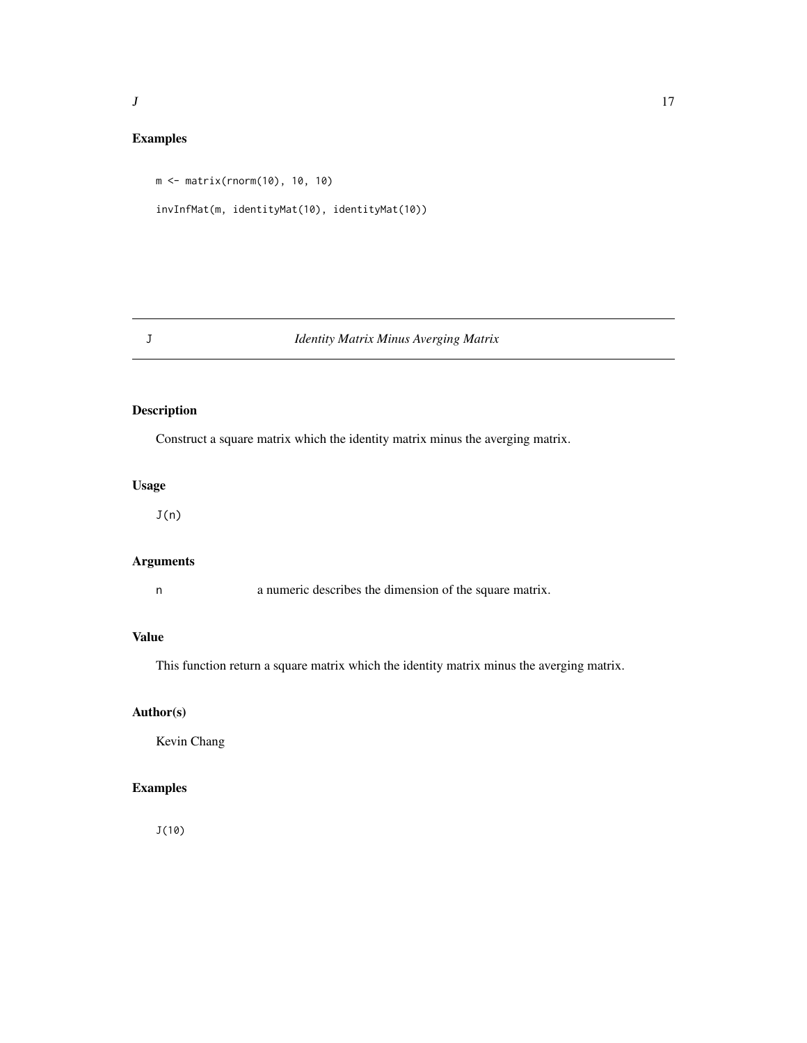## Examples

```
m <- matrix(rnorm(10), 10, 10)

invInfMat(m, identityMat(10), identityMat(10))
```

---

# J    *Identity Matrix Minus Averging Matrix*

---

## Description

Construct a square matrix which the identity matrix minus the averging matrix.

## Usage

```
J(n)
```

## Arguments

| | |
|---|---|
| `n` | a numeric describes the dimension of the square matrix. |

## Value

This function return a square matrix which the identity matrix minus the averging matrix.

## Author(s)

Kevin Chang

## Examples

```
J(10)
```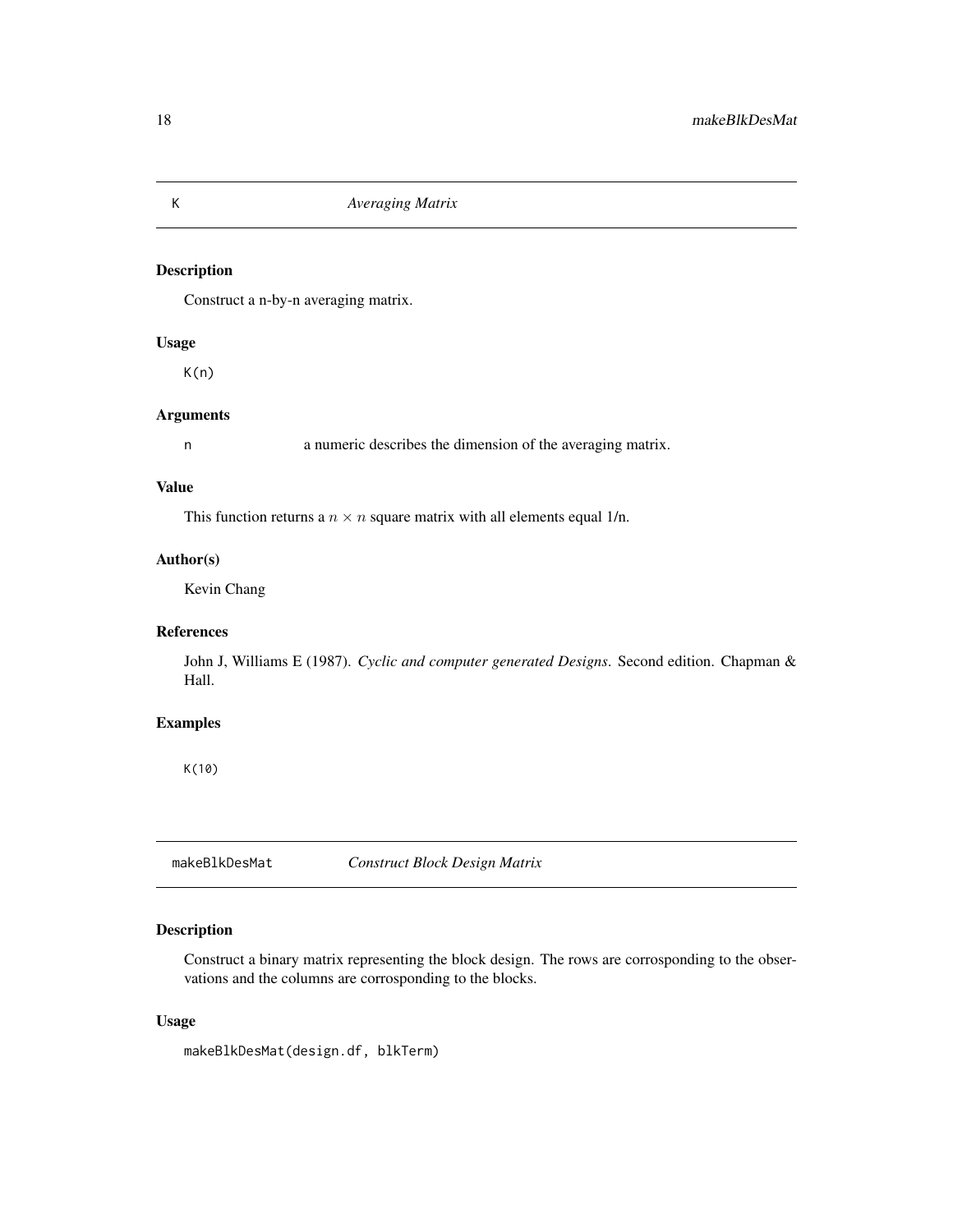## K — *Averaging Matrix*

### Description

Construct a n-by-n averaging matrix.

### Usage

```
K(n)
```

### Arguments

| | |
|---|---|
| n | a numeric describes the dimension of the averaging matrix. |

### Value

This function returns a $n \times n$ square matrix with all elements equal 1/n.

### Author(s)

Kevin Chang

### References

John J, Williams E (1987). *Cyclic and computer generated Designs*. Second edition. Chapman & Hall.

### Examples

```
K(10)
```

## makeBlkDesMat — *Construct Block Design Matrix*

### Description

Construct a binary matrix representing the block design. The rows are corrosponding to the observations and the columns are corrosponding to the blocks.

### Usage

```
makeBlkDesMat(design.df, blkTerm)
```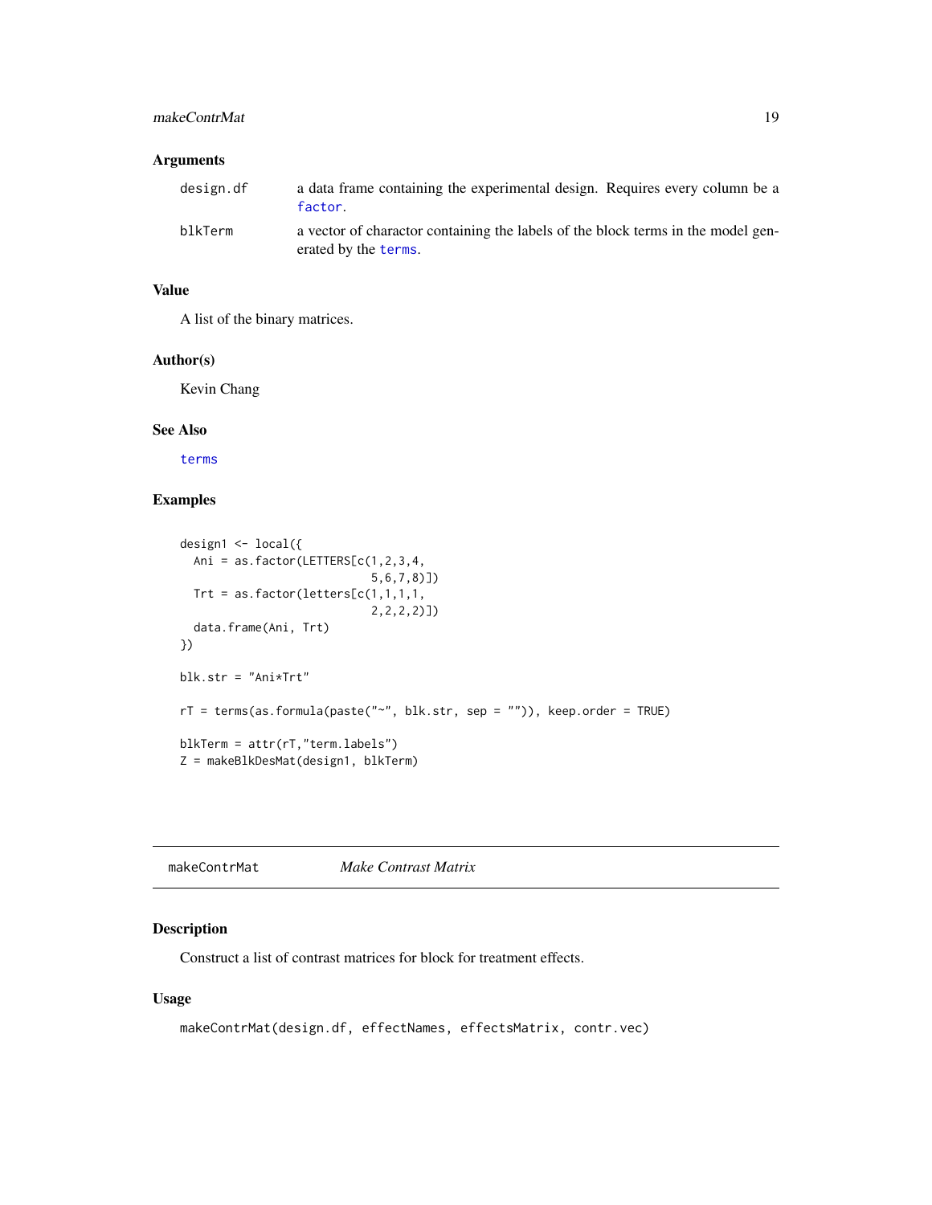## Arguments

| | |
|---|---|
| `design.df` | a data frame containing the experimental design. Requires every column be a `factor`. |
| `blkTerm` | a vector of charactor containing the labels of the block terms in the model generated by the `terms`. |

## Value

A list of the binary matrices.

## Author(s)

Kevin Chang

## See Also

`terms`

## Examples

```
design1 <- local({
  Ani = as.factor(LETTERS[c(1,2,3,4,
                            5,6,7,8)])
  Trt = as.factor(letters[c(1,1,1,1,
                            2,2,2,2)])
  data.frame(Ani, Trt)
})

blk.str = "Ani*Trt"

rT = terms(as.formula(paste("~", blk.str, sep = "")), keep.order = TRUE)

blkTerm = attr(rT,"term.labels")
Z = makeBlkDesMat(design1, blkTerm)
```

---

# makeContrMat *Make Contrast Matrix*

## Description

Construct a list of contrast matrices for block for treatment effects.

## Usage

```
makeContrMat(design.df, effectNames, effectsMatrix, contr.vec)
```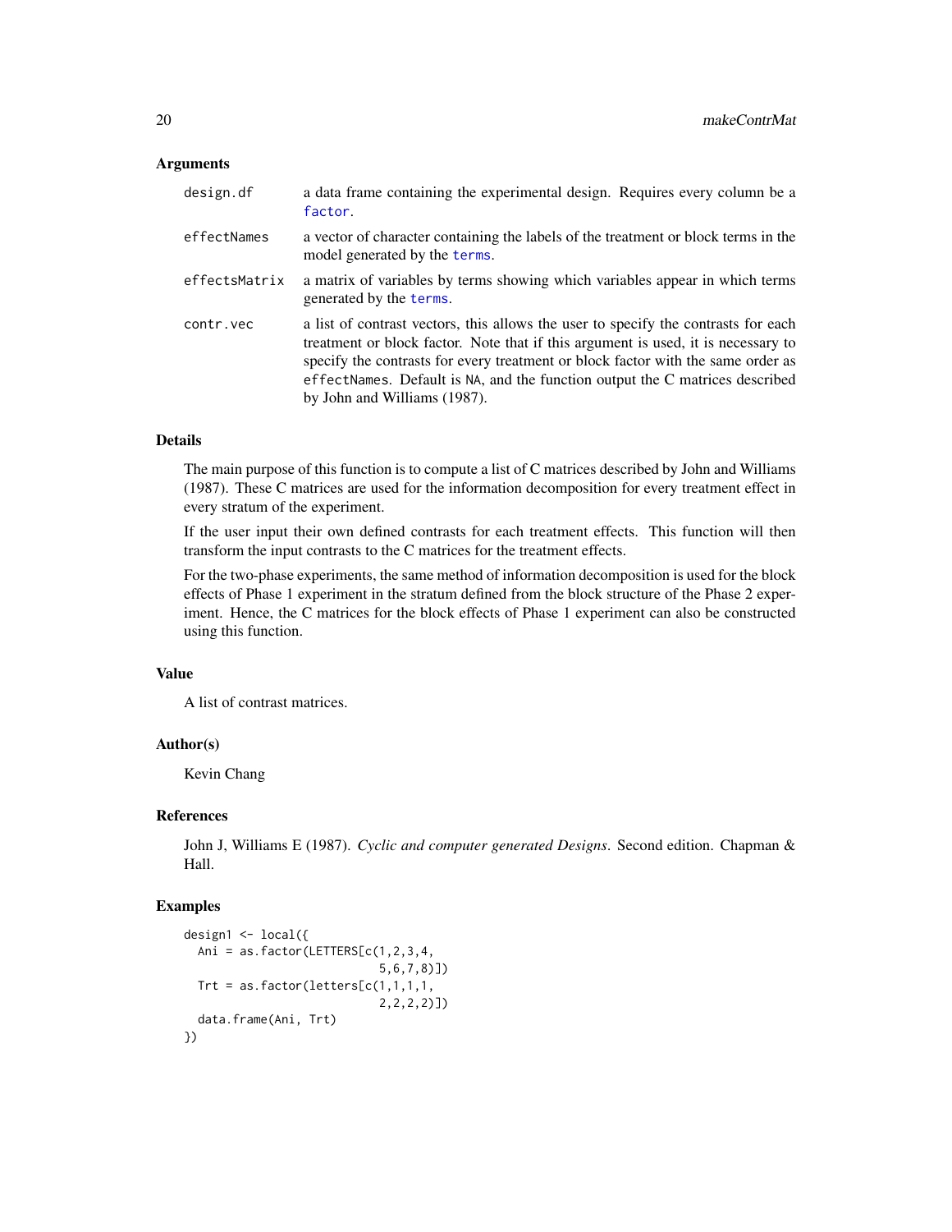### Arguments

| | |
|---|---|
| `design.df` | a data frame containing the experimental design. Requires every column be a `factor`. |
| `effectNames` | a vector of character containing the labels of the treatment or block terms in the model generated by the `terms`. |
| `effectsMatrix` | a matrix of variables by terms showing which variables appear in which terms generated by the `terms`. |
| `contr.vec` | a list of contrast vectors, this allows the user to specify the contrasts for each treatment or block factor. Note that if this argument is used, it is necessary to specify the contrasts for every treatment or block factor with the same order as `effectNames`. Default is `NA`, and the function output the C matrices described by John and Williams (1987). |

### Details

The main purpose of this function is to compute a list of C matrices described by John and Williams (1987). These C matrices are used for the information decomposition for every treatment effect in every stratum of the experiment.

If the user input their own defined contrasts for each treatment effects. This function will then transform the input contrasts to the C matrices for the treatment effects.

For the two-phase experiments, the same method of information decomposition is used for the block effects of Phase 1 experiment in the stratum defined from the block structure of the Phase 2 experiment. Hence, the C matrices for the block effects of Phase 1 experiment can also be constructed using this function.

### Value

A list of contrast matrices.

### Author(s)

Kevin Chang

### References

John J, Williams E (1987). *Cyclic and computer generated Designs*. Second edition. Chapman & Hall.

### Examples

```
design1 <- local({
  Ani = as.factor(LETTERS[c(1,2,3,4,
                            5,6,7,8)])
  Trt = as.factor(letters[c(1,1,1,1,
                            2,2,2,2)])
  data.frame(Ani, Trt)
})
```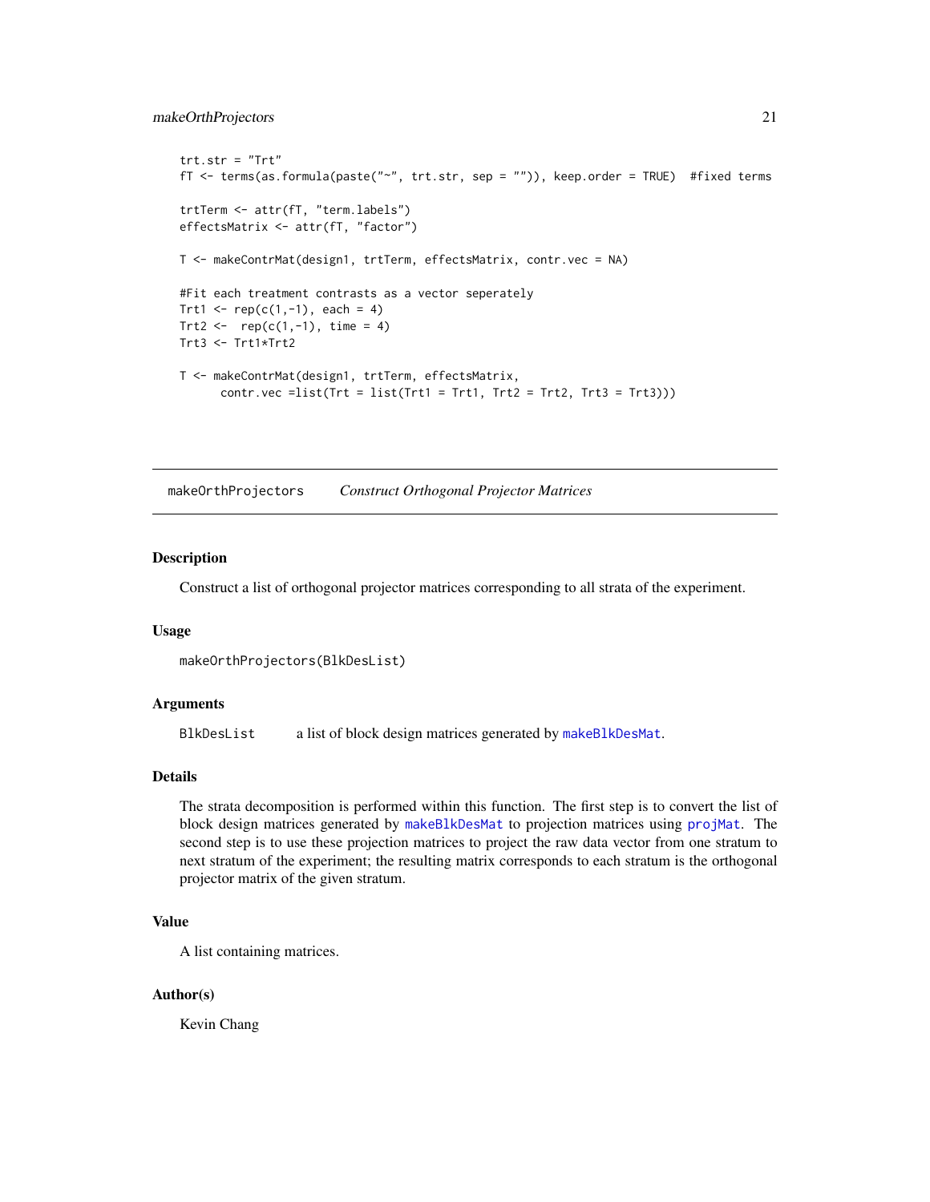```
trt.str = "Trt"
fT <- terms(as.formula(paste("~", trt.str, sep = "")), keep.order = TRUE)  #fixed terms

trtTerm <- attr(fT, "term.labels")
effectsMatrix <- attr(fT, "factor")

T <- makeContrMat(design1, trtTerm, effectsMatrix, contr.vec = NA)

#Fit each treatment contrasts as a vector seperately
Trt1 <- rep(c(1,-1), each = 4)
Trt2 <-  rep(c(1,-1), time = 4)
Trt3 <- Trt1*Trt2

T <- makeContrMat(design1, trtTerm, effectsMatrix,
      contr.vec =list(Trt = list(Trt1 = Trt1, Trt2 = Trt2, Trt3 = Trt3)))
```

---

## makeOrthProjectors — *Construct Orthogonal Projector Matrices*

### Description

Construct a list of orthogonal projector matrices corresponding to all strata of the experiment.

### Usage

```
makeOrthProjectors(BlkDesList)
```

### Arguments

| | |
|---|---|
| BlkDesList | a list of block design matrices generated by makeBlkDesMat. |

### Details

The strata decomposition is performed within this function. The first step is to convert the list of block design matrices generated by makeBlkDesMat to projection matrices using projMat. The second step is to use these projection matrices to project the raw data vector from one stratum to next stratum of the experiment; the resulting matrix corresponds to each stratum is the orthogonal projector matrix of the given stratum.

### Value

A list containing matrices.

### Author(s)

Kevin Chang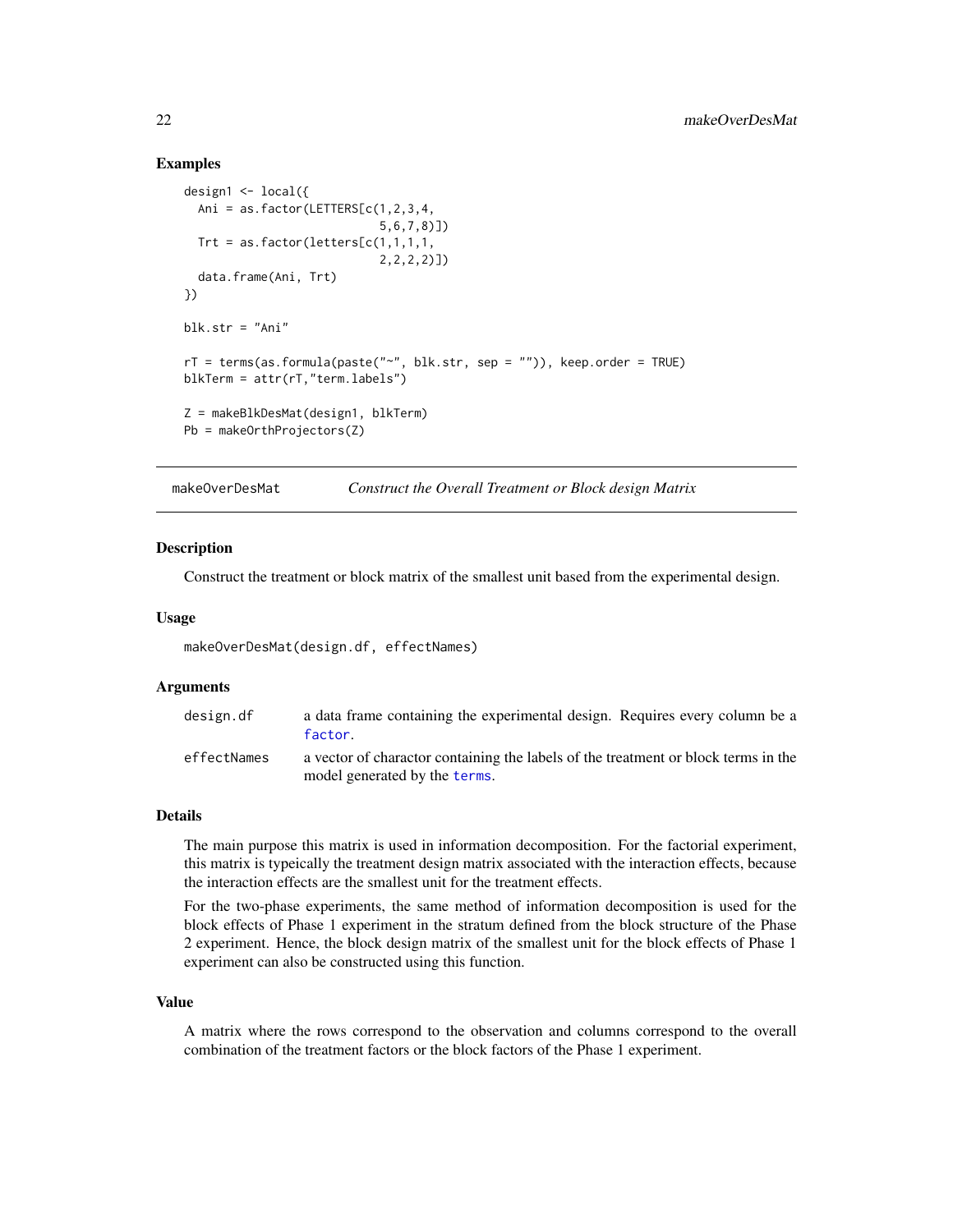## Examples

```
design1 <- local({
  Ani = as.factor(LETTERS[c(1,2,3,4,
                            5,6,7,8)])
  Trt = as.factor(letters[c(1,1,1,1,
                            2,2,2,2)])
  data.frame(Ani, Trt)
})

blk.str = "Ani"

rT = terms(as.formula(paste("~", blk.str, sep = "")), keep.order = TRUE)
blkTerm = attr(rT,"term.labels")

Z = makeBlkDesMat(design1, blkTerm)
Pb = makeOrthProjectors(Z)
```

---

# makeOverDesMat — *Construct the Overall Treatment or Block design Matrix*

## Description

Construct the treatment or block matrix of the smallest unit based from the experimental design.

## Usage

```
makeOverDesMat(design.df, effectNames)
```

## Arguments

| | |
|---|---|
| `design.df` | a data frame containing the experimental design. Requires every column be a `factor`. |
| `effectNames` | a vector of charactor containing the labels of the treatment or block terms in the model generated by the `terms`. |

## Details

The main purpose this matrix is used in information decomposition. For the factorial experiment, this matrix is typeically the treatment design matrix associated with the interaction effects, because the interaction effects are the smallest unit for the treatment effects.

For the two-phase experiments, the same method of information decomposition is used for the block effects of Phase 1 experiment in the stratum defined from the block structure of the Phase 2 experiment. Hence, the block design matrix of the smallest unit for the block effects of Phase 1 experiment can also be constructed using this function.

## Value

A matrix where the rows correspond to the observation and columns correspond to the overall combination of the treatment factors or the block factors of the Phase 1 experiment.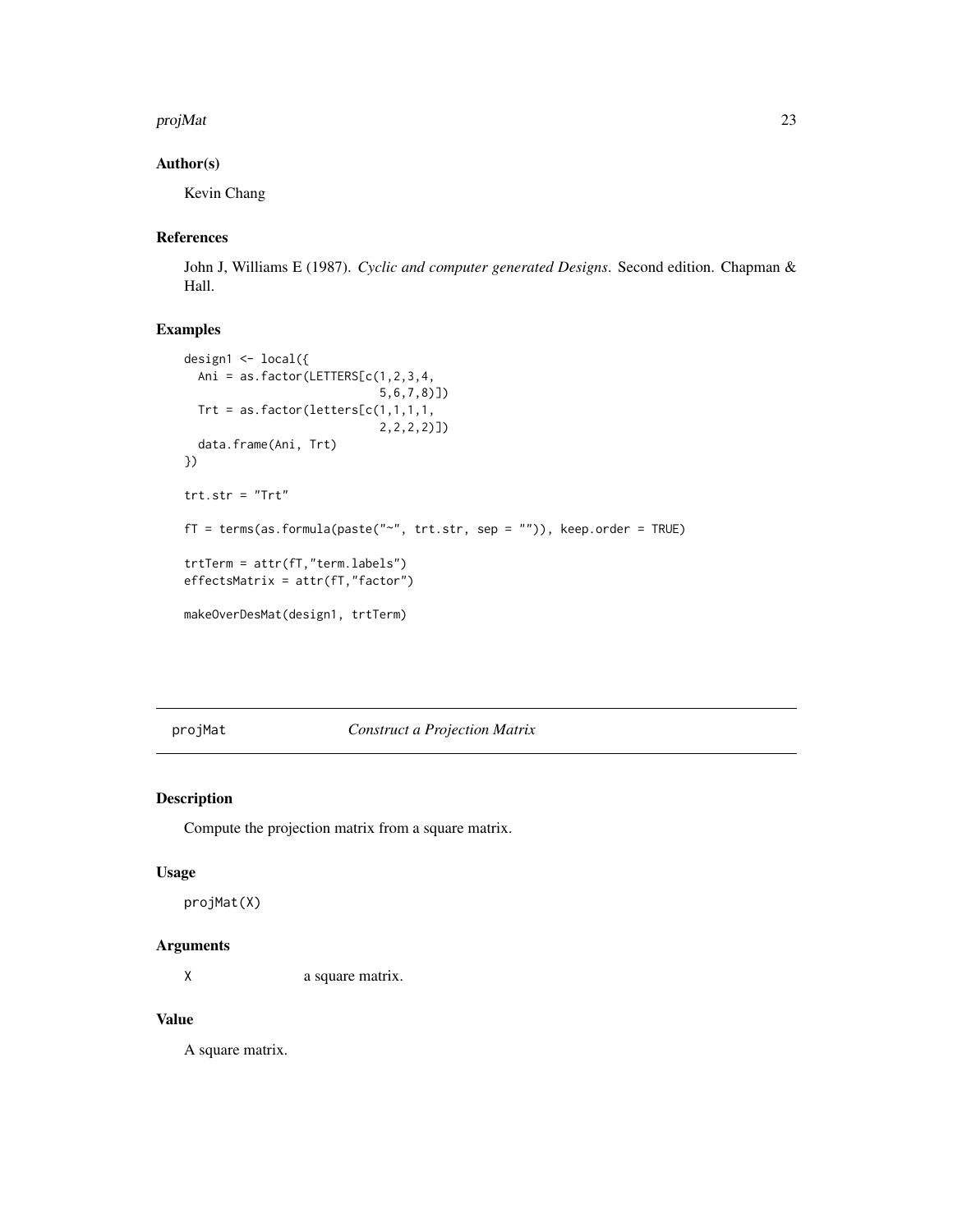### Author(s)

Kevin Chang

### References

John J, Williams E (1987). *Cyclic and computer generated Designs*. Second edition. Chapman & Hall.

### Examples

```
design1 <- local({
  Ani = as.factor(LETTERS[c(1,2,3,4,
                            5,6,7,8)])
  Trt = as.factor(letters[c(1,1,1,1,
                            2,2,2,2)])
  data.frame(Ani, Trt)
})

trt.str = "Trt"

fT = terms(as.formula(paste("~", trt.str, sep = "")), keep.order = TRUE)

trtTerm = attr(fT,"term.labels")
effectsMatrix = attr(fT,"factor")

makeOverDesMat(design1, trtTerm)
```

---

## projMat — *Construct a Projection Matrix*

### Description

Compute the projection matrix from a square matrix.

### Usage

```
projMat(X)
```

### Arguments

| | |
|---|---|
| X | a square matrix. |

### Value

A square matrix.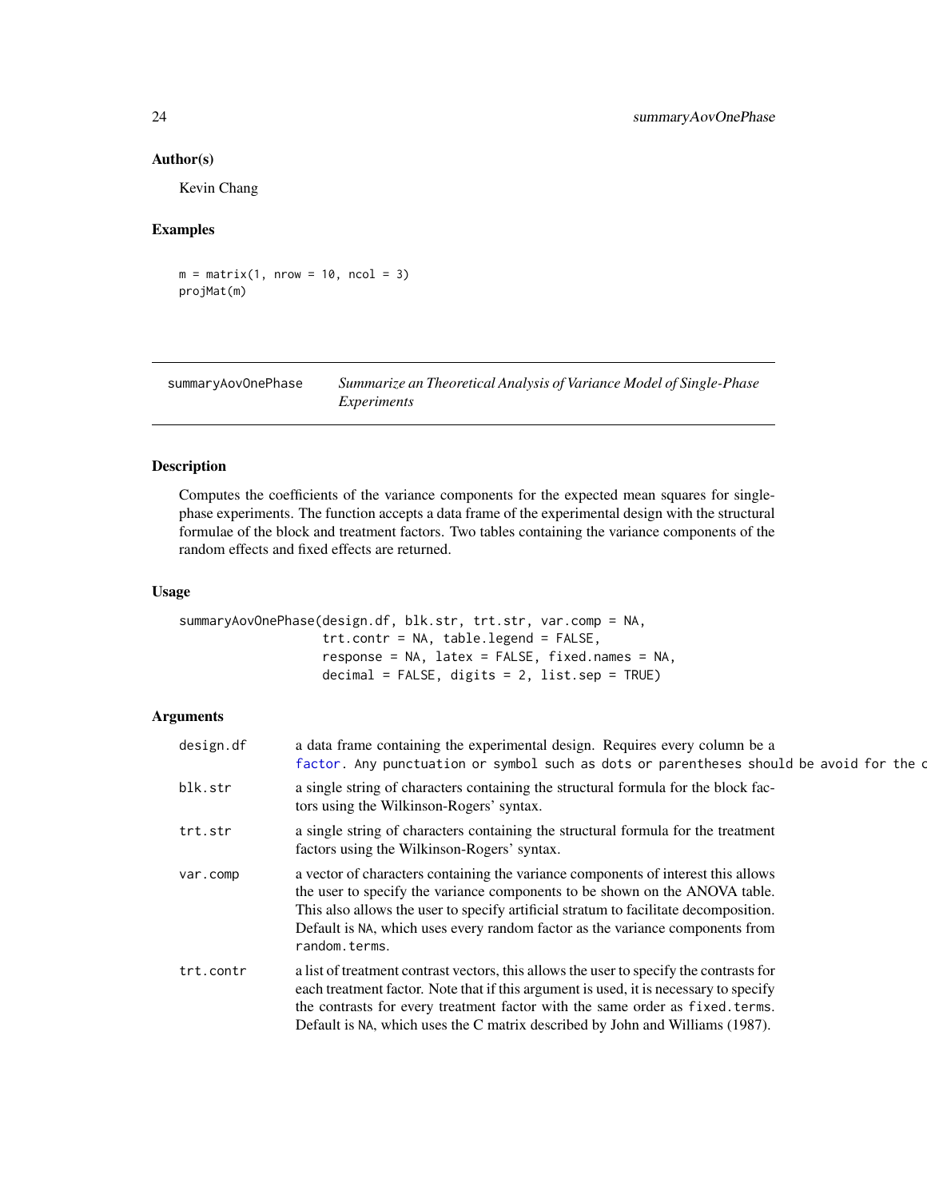## Author(s)

Kevin Chang

## Examples

```
m = matrix(1, nrow = 10, ncol = 3)
projMat(m)
```

---

`summaryAovOnePhase` *Summarize an Theoretical Analysis of Variance Model of Single-Phase Experiments*

---

## Description

Computes the coefficients of the variance components for the expected mean squares for single-phase experiments. The function accepts a data frame of the experimental design with the structural formulae of the block and treatment factors. Two tables containing the variance components of the random effects and fixed effects are returned.

## Usage

```
summaryAovOnePhase(design.df, blk.str, trt.str, var.comp = NA,
                   trt.contr = NA, table.legend = FALSE,
                   response = NA, latex = FALSE, fixed.names = NA,
                   decimal = FALSE, digits = 2, list.sep = TRUE)
```

## Arguments

- `design.df` — a data frame containing the experimental design. Requires every column be a `factor`. Any punctuation or symbol such as dots or parentheses should be avoid for the c
- `blk.str` — a single string of characters containing the structural formula for the block factors using the Wilkinson-Rogers' syntax.
- `trt.str` — a single string of characters containing the structural formula for the treatment factors using the Wilkinson-Rogers' syntax.
- `var.comp` — a vector of characters containing the variance components of interest this allows the user to specify the variance components to be shown on the ANOVA table. This also allows the user to specify artificial stratum to facilitate decomposition. Default is `NA`, which uses every random factor as the variance components from `random.terms`.
- `trt.contr` — a list of treatment contrast vectors, this allows the user to specify the contrasts for each treatment factor. Note that if this argument is used, it is necessary to specify the contrasts for every treatment factor with the same order as `fixed.terms`. Default is `NA`, which uses the C matrix described by John and Williams (1987).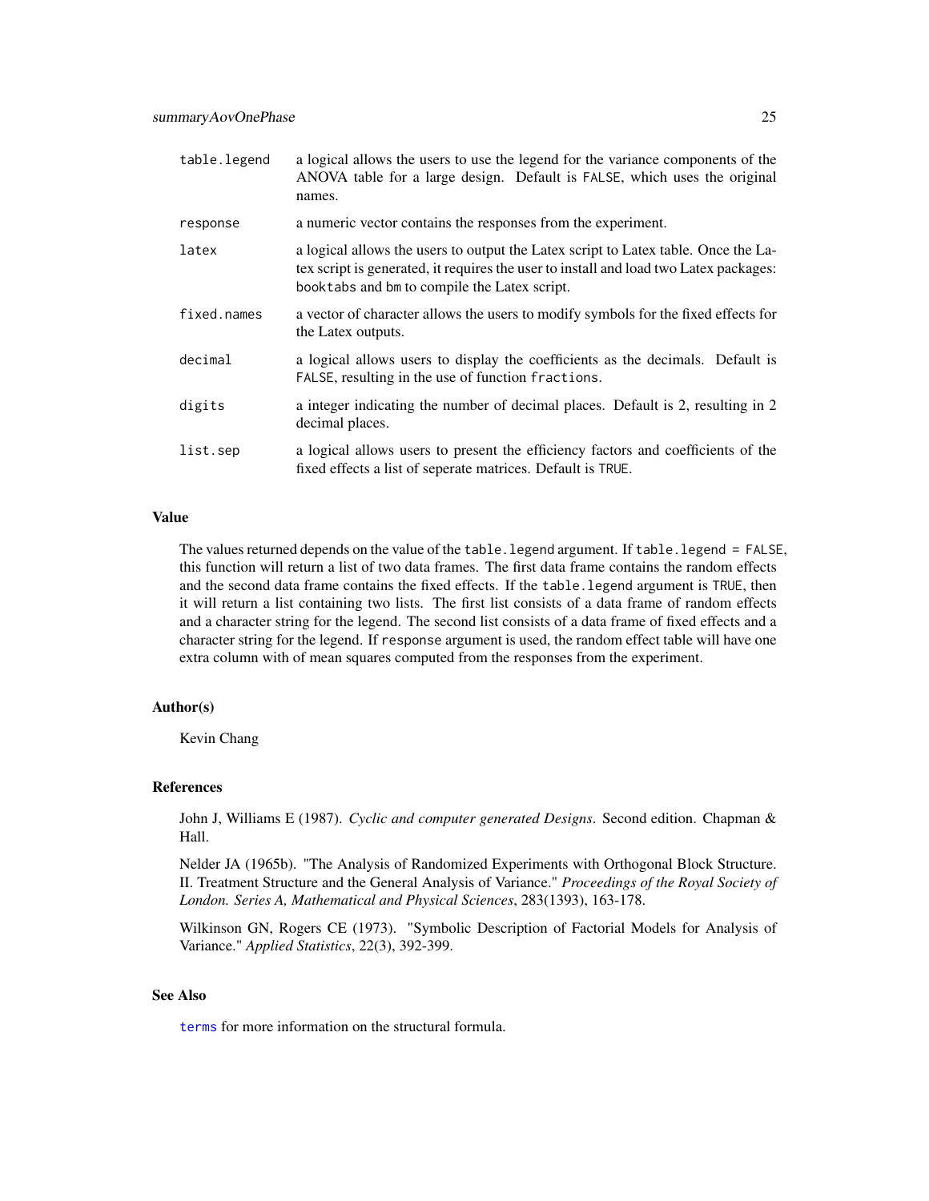| | |
|---|---|
| `table.legend` | a logical allows the users to use the legend for the variance components of the ANOVA table for a large design. Default is `FALSE`, which uses the original names. |
| `response` | a numeric vector contains the responses from the experiment. |
| `latex` | a logical allows the users to output the Latex script to Latex table. Once the Latex script is generated, it requires the user to install and load two Latex packages: `booktabs` and `bm` to compile the Latex script. |
| `fixed.names` | a vector of character allows the users to modify symbols for the fixed effects for the Latex outputs. |
| `decimal` | a logical allows users to display the coefficients as the decimals. Default is `FALSE`, resulting in the use of function `fractions`. |
| `digits` | a integer indicating the number of decimal places. Default is 2, resulting in 2 decimal places. |
| `list.sep` | a logical allows users to present the efficiency factors and coefficients of the fixed effects a list of seperate matrices. Default is `TRUE`. |

### Value

The values returned depends on the value of the `table.legend` argument. If `table.legend = FALSE`, this function will return a list of two data frames. The first data frame contains the random effects and the second data frame contains the fixed effects. If the `table.legend` argument is `TRUE`, then it will return a list containing two lists. The first list consists of a data frame of random effects and a character string for the legend. The second list consists of a data frame of fixed effects and a character string for the legend. If `response` argument is used, the random effect table will have one extra column with of mean squares computed from the responses from the experiment.

### Author(s)

Kevin Chang

### References

John J, Williams E (1987). *Cyclic and computer generated Designs*. Second edition. Chapman & Hall.

Nelder JA (1965b). "The Analysis of Randomized Experiments with Orthogonal Block Structure. II. Treatment Structure and the General Analysis of Variance." *Proceedings of the Royal Society of London. Series A, Mathematical and Physical Sciences*, 283(1393), 163-178.

Wilkinson GN, Rogers CE (1973). "Symbolic Description of Factorial Models for Analysis of Variance." *Applied Statistics*, 22(3), 392-399.

### See Also

`terms` for more information on the structural formula.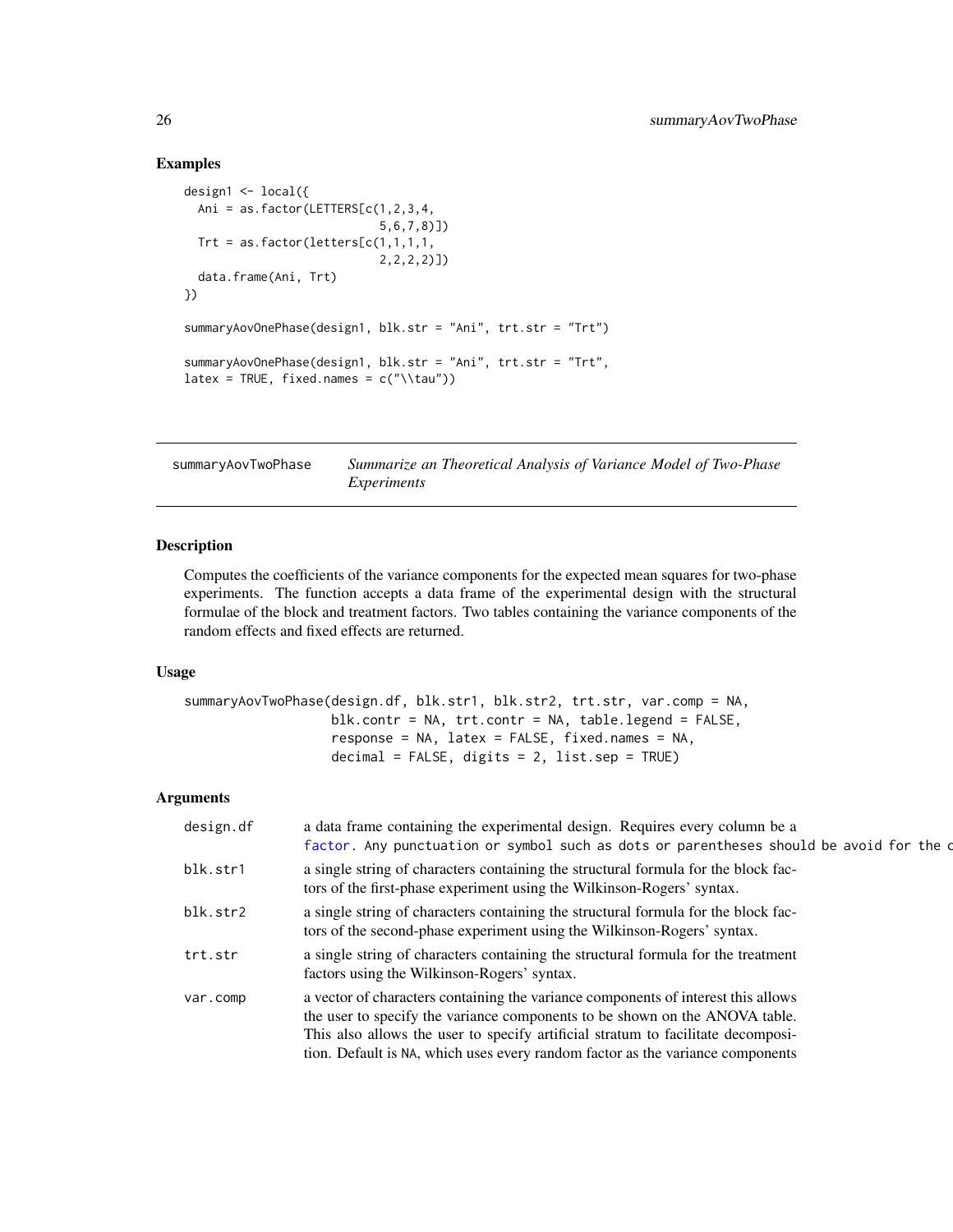### Examples

```
design1 <- local({
  Ani = as.factor(LETTERS[c(1,2,3,4,
                            5,6,7,8)])
  Trt = as.factor(letters[c(1,1,1,1,
                            2,2,2,2)])
  data.frame(Ani, Trt)
})

summaryAovOnePhase(design1, blk.str = "Ani", trt.str = "Trt")

summaryAovOnePhase(design1, blk.str = "Ani", trt.str = "Trt",
latex = TRUE, fixed.names = c("\\tau"))
```

## summaryAovTwoPhase — *Summarize an Theoretical Analysis of Variance Model of Two-Phase Experiments*

### Description

Computes the coefficients of the variance components for the expected mean squares for two-phase experiments. The function accepts a data frame of the experimental design with the structural formulae of the block and treatment factors. Two tables containing the variance components of the random effects and fixed effects are returned.

### Usage

```
summaryAovTwoPhase(design.df, blk.str1, blk.str2, trt.str, var.comp = NA,
                   blk.contr = NA, trt.contr = NA, table.legend = FALSE,
                   response = NA, latex = FALSE, fixed.names = NA,
                   decimal = FALSE, digits = 2, list.sep = TRUE)
```

### Arguments

| | |
|---|---|
| `design.df` | a data frame containing the experimental design. Requires every column be a `factor`. Any punctuation or symbol such as dots or parentheses should be avoid for the c |
| `blk.str1` | a single string of characters containing the structural formula for the block factors of the first-phase experiment using the Wilkinson-Rogers' syntax. |
| `blk.str2` | a single string of characters containing the structural formula for the block factors of the second-phase experiment using the Wilkinson-Rogers' syntax. |
| `trt.str` | a single string of characters containing the structural formula for the treatment factors using the Wilkinson-Rogers' syntax. |
| `var.comp` | a vector of characters containing the variance components of interest this allows the user to specify the variance components to be shown on the ANOVA table. This also allows the user to specify artificial stratum to facilitate decomposition. Default is NA, which uses every random factor as the variance components |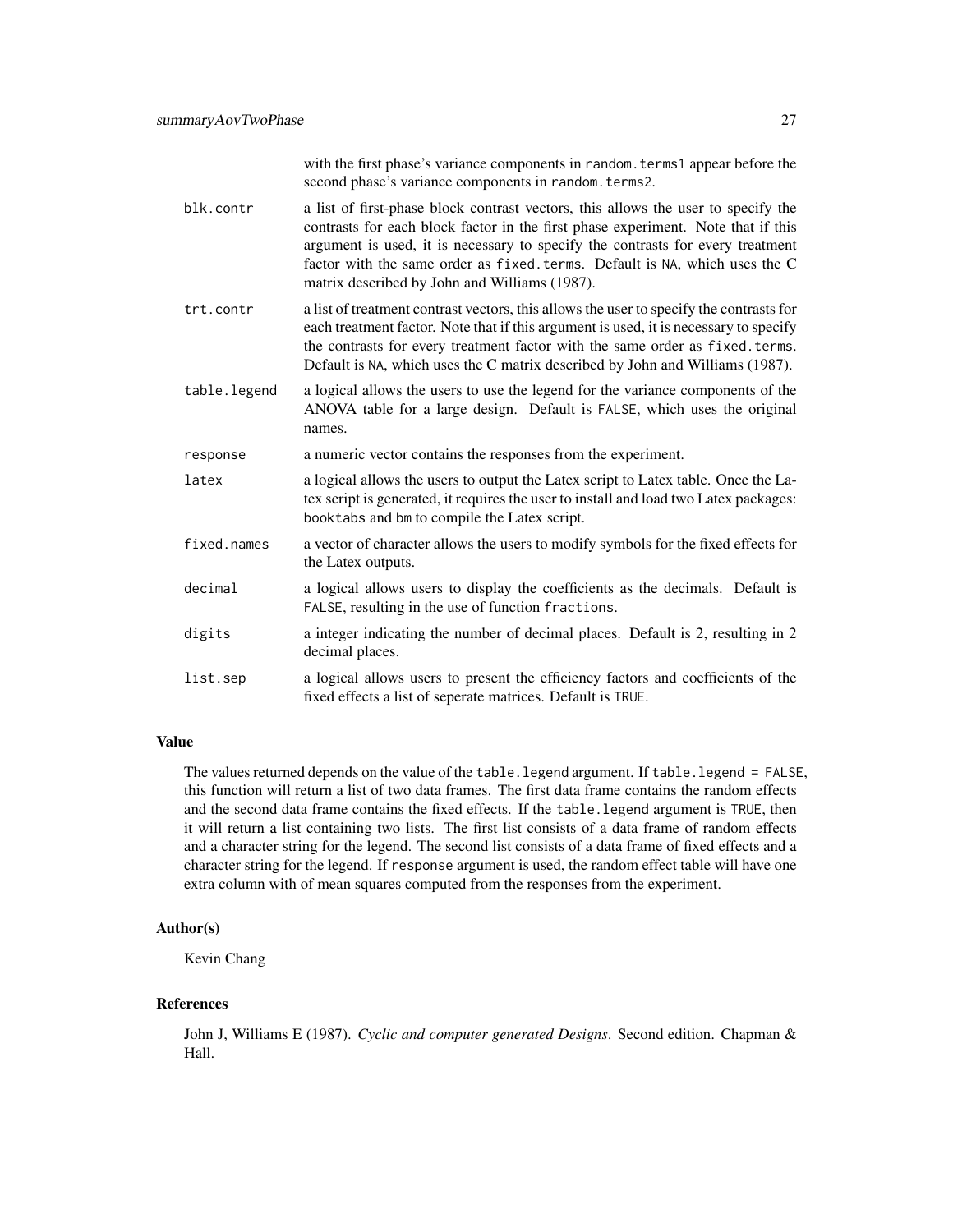with the first phase's variance components in `random.terms1` appear before the second phase's variance components in `random.terms2`.

**blk.contr** a list of first-phase block contrast vectors, this allows the user to specify the contrasts for each block factor in the first phase experiment. Note that if this argument is used, it is necessary to specify the contrasts for every treatment factor with the same order as `fixed.terms`. Default is `NA`, which uses the C matrix described by John and Williams (1987).

**trt.contr** a list of treatment contrast vectors, this allows the user to specify the contrasts for each treatment factor. Note that if this argument is used, it is necessary to specify the contrasts for every treatment factor with the same order as `fixed.terms`. Default is `NA`, which uses the C matrix described by John and Williams (1987).

**table.legend** a logical allows the users to use the legend for the variance components of the ANOVA table for a large design. Default is `FALSE`, which uses the original names.

**response** a numeric vector contains the responses from the experiment.

**latex** a logical allows the users to output the Latex script to Latex table. Once the Latex script is generated, it requires the user to install and load two Latex packages: `booktabs` and `bm` to compile the Latex script.

**fixed.names** a vector of character allows the users to modify symbols for the fixed effects for the Latex outputs.

**decimal** a logical allows users to display the coefficients as the decimals. Default is `FALSE`, resulting in the use of function `fractions`.

**digits** a integer indicating the number of decimal places. Default is 2, resulting in 2 decimal places.

**list.sep** a logical allows users to present the efficiency factors and coefficients of the fixed effects a list of seperate matrices. Default is `TRUE`.

## Value

The values returned depends on the value of the `table.legend` argument. If `table.legend = FALSE`, this function will return a list of two data frames. The first data frame contains the random effects and the second data frame contains the fixed effects. If the `table.legend` argument is `TRUE`, then it will return a list containing two lists. The first list consists of a data frame of random effects and a character string for the legend. The second list consists of a data frame of fixed effects and a character string for the legend. If `response` argument is used, the random effect table will have one extra column with of mean squares computed from the responses from the experiment.

## Author(s)

Kevin Chang

## References

John J, Williams E (1987). *Cyclic and computer generated Designs*. Second edition. Chapman & Hall.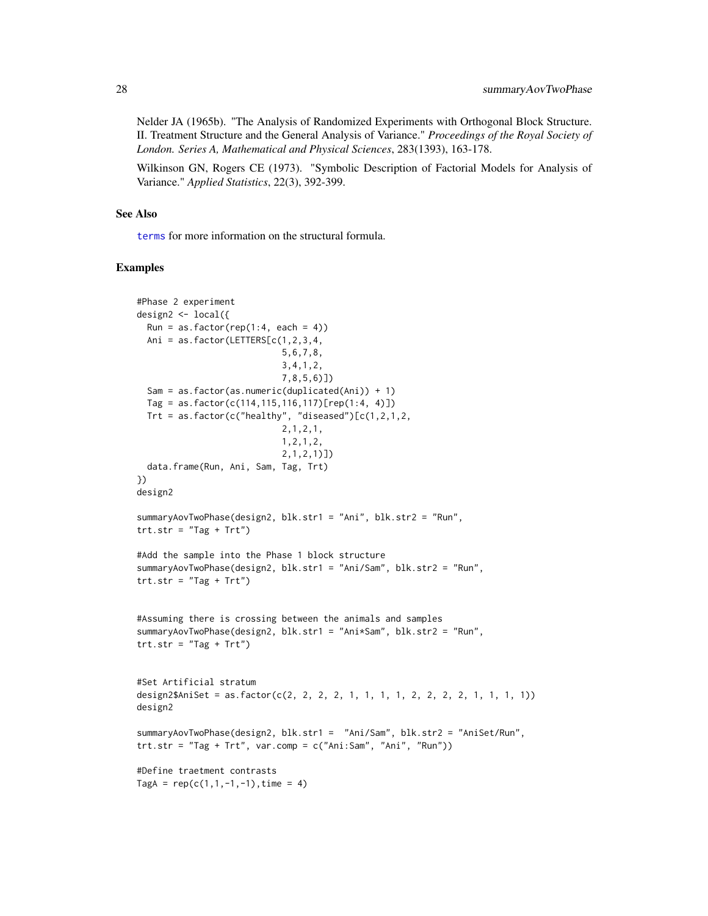Nelder JA (1965b). "The Analysis of Randomized Experiments with Orthogonal Block Structure. II. Treatment Structure and the General Analysis of Variance." *Proceedings of the Royal Society of London. Series A, Mathematical and Physical Sciences*, 283(1393), 163-178.

Wilkinson GN, Rogers CE (1973). "Symbolic Description of Factorial Models for Analysis of Variance." *Applied Statistics*, 22(3), 392-399.

## See Also

terms for more information on the structural formula.

## Examples

```
#Phase 2 experiment
design2 <- local({
  Run = as.factor(rep(1:4, each = 4))
  Ani = as.factor(LETTERS[c(1,2,3,4,
                            5,6,7,8,
                            3,4,1,2,
                            7,8,5,6)])
  Sam = as.factor(as.numeric(duplicated(Ani)) + 1)
  Tag = as.factor(c(114,115,116,117)[rep(1:4, 4)])
  Trt = as.factor(c("healthy", "diseased")[c(1,2,1,2,
                            2,1,2,1,
                            1,2,1,2,
                            2,1,2,1)])
  data.frame(Run, Ani, Sam, Tag, Trt)
})
design2

summaryAovTwoPhase(design2, blk.str1 = "Ani", blk.str2 = "Run",
trt.str = "Tag + Trt")

#Add the sample into the Phase 1 block structure
summaryAovTwoPhase(design2, blk.str1 = "Ani/Sam", blk.str2 = "Run",
trt.str = "Tag + Trt")


#Assuming there is crossing between the animals and samples
summaryAovTwoPhase(design2, blk.str1 = "Ani*Sam", blk.str2 = "Run",
trt.str = "Tag + Trt")


#Set Artificial stratum
design2$AniSet = as.factor(c(2, 2, 2, 2, 1, 1, 1, 1, 2, 2, 2, 2, 1, 1, 1, 1))
design2

summaryAovTwoPhase(design2, blk.str1 =  "Ani/Sam", blk.str2 = "AniSet/Run",
trt.str = "Tag + Trt", var.comp = c("Ani:Sam", "Ani", "Run"))

#Define traetment contrasts
TagA = rep(c(1,1,-1,-1),time = 4)
```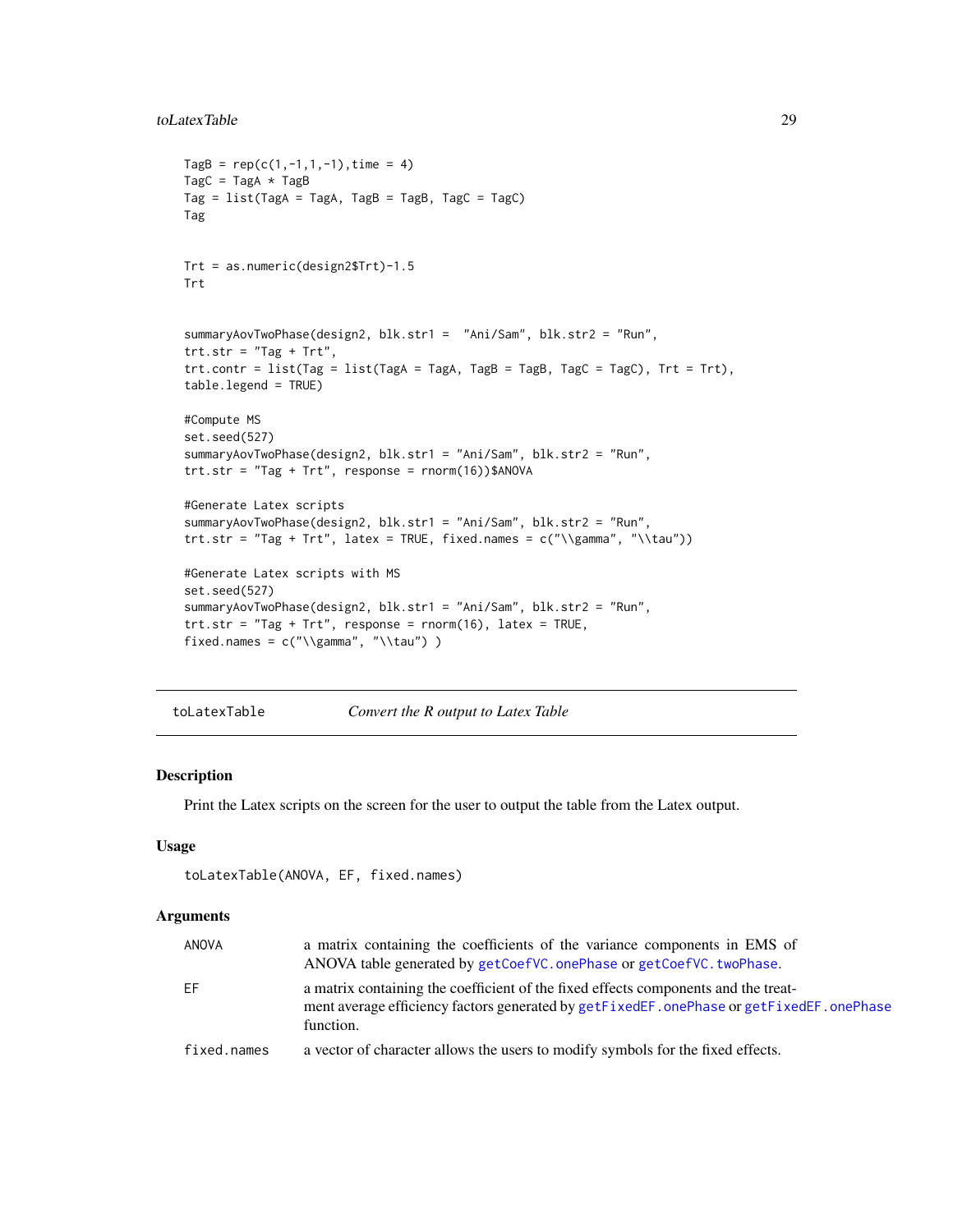```
TagB = rep(c(1,-1,1,-1),time = 4)
TagC = TagA * TagB
Tag = list(TagA = TagA, TagB = TagB, TagC = TagC)
Tag


Trt = as.numeric(design2$Trt)-1.5
Trt


summaryAovTwoPhase(design2, blk.str1 =  "Ani/Sam", blk.str2 = "Run",
trt.str = "Tag + Trt",
trt.contr = list(Tag = list(TagA = TagA, TagB = TagB, TagC = TagC), Trt = Trt),
table.legend = TRUE)

#Compute MS
set.seed(527)
summaryAovTwoPhase(design2, blk.str1 = "Ani/Sam", blk.str2 = "Run",
trt.str = "Tag + Trt", response = rnorm(16))$ANOVA

#Generate Latex scripts
summaryAovTwoPhase(design2, blk.str1 = "Ani/Sam", blk.str2 = "Run",
trt.str = "Tag + Trt", latex = TRUE, fixed.names = c("\\gamma", "\\tau"))

#Generate Latex scripts with MS
set.seed(527)
summaryAovTwoPhase(design2, blk.str1 = "Ani/Sam", blk.str2 = "Run",
trt.str = "Tag + Trt", response = rnorm(16), latex = TRUE,
fixed.names = c("\\gamma", "\\tau") )
```

## toLatexTable *Convert the R output to Latex Table*

### Description

Print the Latex scripts on the screen for the user to output the table from the Latex output.

### Usage

```
toLatexTable(ANOVA, EF, fixed.names)
```

### Arguments

| | |
|---|---|
| ANOVA | a matrix containing the coefficients of the variance components in EMS of ANOVA table generated by `getCoefVC.onePhase` or `getCoefVC.twoPhase`. |
| EF | a matrix containing the coefficient of the fixed effects components and the treatment average efficiency factors generated by `getFixedEF.onePhase` or `getFixedEF.onePhase` function. |
| fixed.names | a vector of character allows the users to modify symbols for the fixed effects. |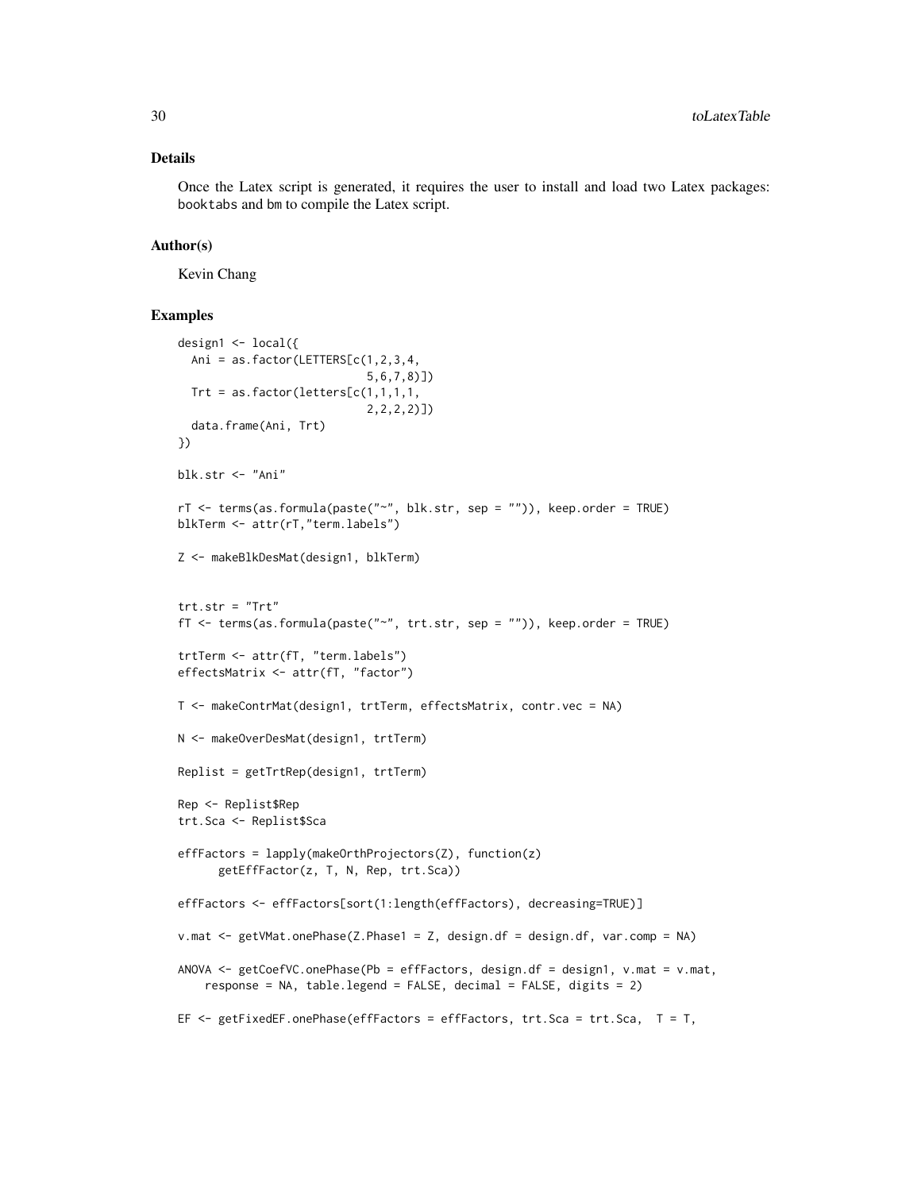## Details

Once the Latex script is generated, it requires the user to install and load two Latex packages: booktabs and bm to compile the Latex script.

## Author(s)

Kevin Chang

## Examples

```
design1 <- local({
  Ani = as.factor(LETTERS[c(1,2,3,4,
                            5,6,7,8)])
  Trt = as.factor(letters[c(1,1,1,1,
                            2,2,2,2)])
  data.frame(Ani, Trt)
})

blk.str <- "Ani"

rT <- terms(as.formula(paste("~", blk.str, sep = "")), keep.order = TRUE)
blkTerm <- attr(rT,"term.labels")

Z <- makeBlkDesMat(design1, blkTerm)


trt.str = "Trt"
fT <- terms(as.formula(paste("~", trt.str, sep = "")), keep.order = TRUE)

trtTerm <- attr(fT, "term.labels")
effectsMatrix <- attr(fT, "factor")

T <- makeContrMat(design1, trtTerm, effectsMatrix, contr.vec = NA)

N <- makeOverDesMat(design1, trtTerm)

Replist = getTrtRep(design1, trtTerm)

Rep <- Replist$Rep
trt.Sca <- Replist$Sca

effFactors = lapply(makeOrthProjectors(Z), function(z)
      getEffFactor(z, T, N, Rep, trt.Sca))

effFactors <- effFactors[sort(1:length(effFactors), decreasing=TRUE)]

v.mat <- getVMat.onePhase(Z.Phase1 = Z, design.df = design.df, var.comp = NA)

ANOVA <- getCoefVC.onePhase(Pb = effFactors, design.df = design1, v.mat = v.mat,
    response = NA, table.legend = FALSE, decimal = FALSE, digits = 2)

EF <- getFixedEF.onePhase(effFactors = effFactors, trt.Sca = trt.Sca,  T = T,
```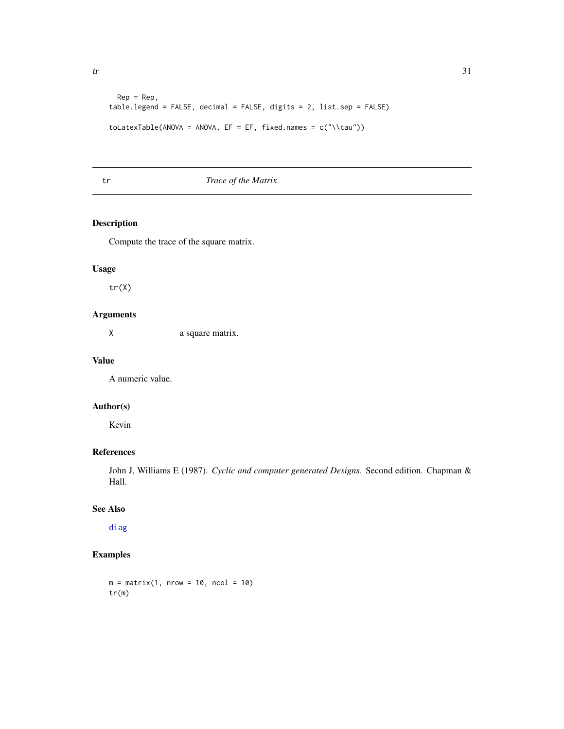```
  Rep = Rep,
table.legend = FALSE, decimal = FALSE, digits = 2, list.sep = FALSE)

toLatexTable(ANOVA = ANOVA, EF = EF, fixed.names = c("\\tau"))
```

## tr — *Trace of the Matrix*

### Description

Compute the trace of the square matrix.

### Usage

```
tr(X)
```

### Arguments

| | |
|---|---|
| X | a square matrix. |

### Value

A numeric value.

### Author(s)

Kevin

### References

John J, Williams E (1987). *Cyclic and computer generated Designs.* Second edition. Chapman & Hall.

### See Also

diag

### Examples

```
m = matrix(1, nrow = 10, ncol = 10)
tr(m)
```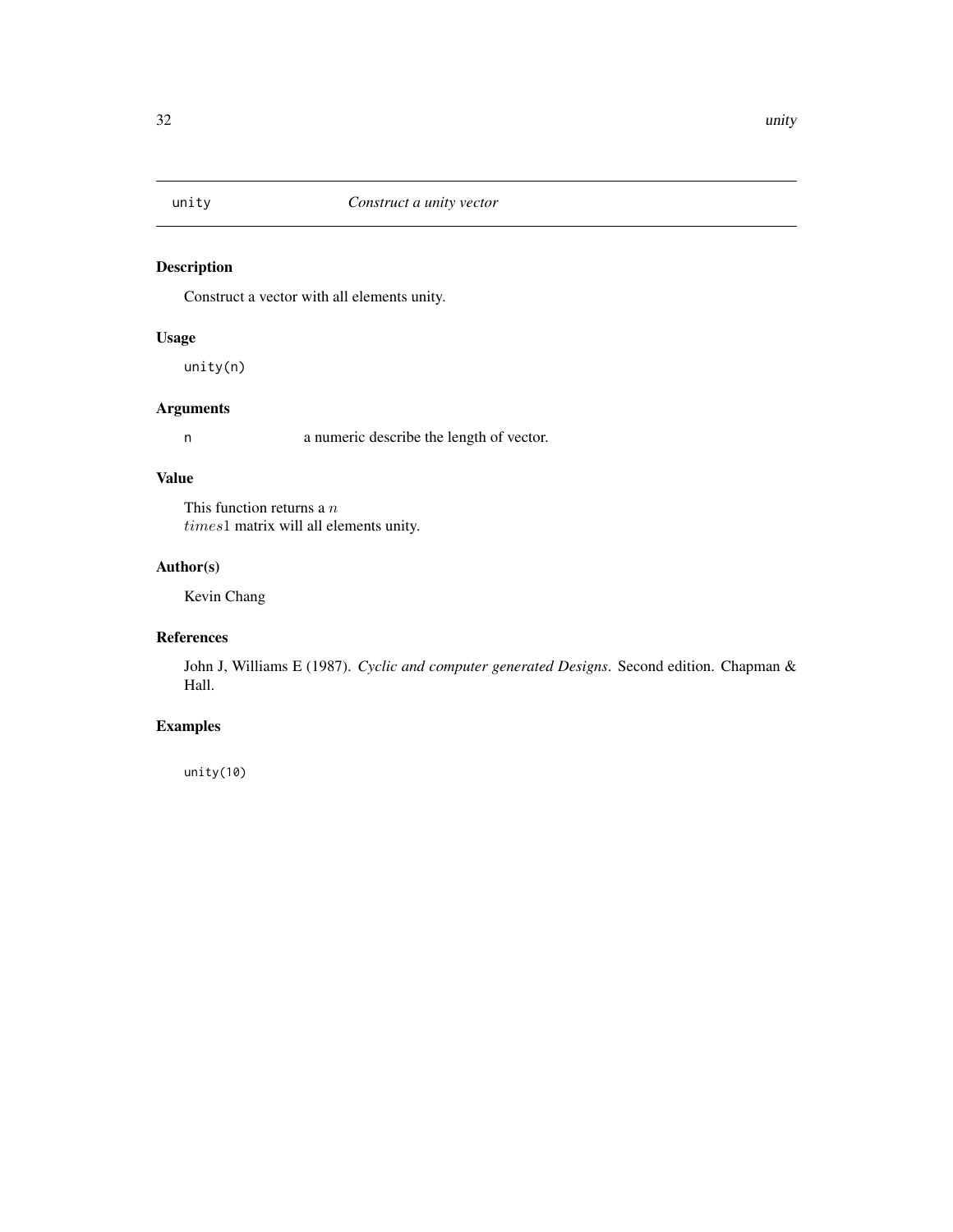## unity — *Construct a unity vector*

### Description

Construct a vector with all elements unity.

### Usage

```
unity(n)
```

### Arguments

n    a numeric describe the length of vector.

### Value

This function returns a $n$
$times 1$ matrix will all elements unity.

### Author(s)

Kevin Chang

### References

John J, Williams E (1987). *Cyclic and computer generated Designs*. Second edition. Chapman & Hall.

### Examples

```
unity(10)
```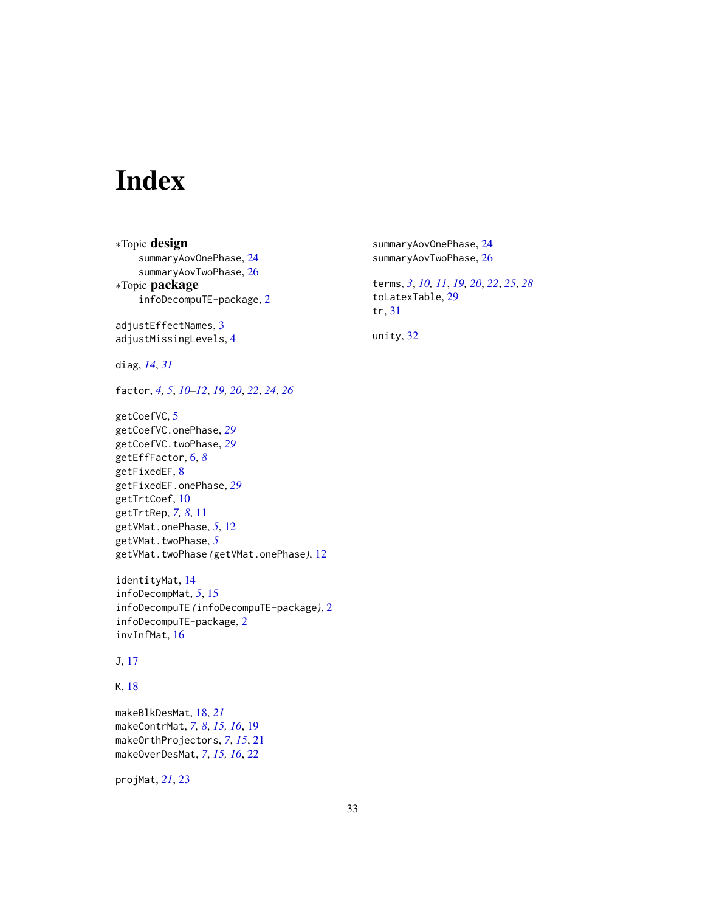# Index

*Topic **design**
  summaryAovOnePhase, 24
  summaryAovTwoPhase, 26
*Topic **package**
  infoDecompuTE-package, 2

adjustEffectNames, 3
adjustMissingLevels, 4

diag, *14*, *31*

factor, *4, 5*, *10–12*, *19, 20*, *22*, *24*, *26*

getCoefVC, 5
getCoefVC.onePhase, *29*
getCoefVC.twoPhase, *29*
getEffFactor, 6, *8*
getFixedEF, 8
getFixedEF.onePhase, *29*
getTrtCoef, 10
getTrtRep, *7, 8*, 11
getVMat.onePhase, *5*, 12
getVMat.twoPhase, *5*
getVMat.twoPhase *(*getVMat.onePhase*)*, 12

identityMat, 14
infoDecompMat, *5*, 15
infoDecompuTE *(*infoDecompuTE-package*)*, 2
infoDecompuTE-package, 2
invInfMat, 16

J, 17

K, 18

makeBlkDesMat, 18, *21*
makeContrMat, *7, 8*, *15, 16*, 19
makeOrthProjectors, *7*, *15*, 21
makeOverDesMat, *7*, *15, 16*, 22

projMat, *21*, 23

summaryAovOnePhase, 24
summaryAovTwoPhase, 26

terms, *3*, *10, 11*, *19, 20*, *22*, *25*, *28*
toLatexTable, 29
tr, 31

unity, 32